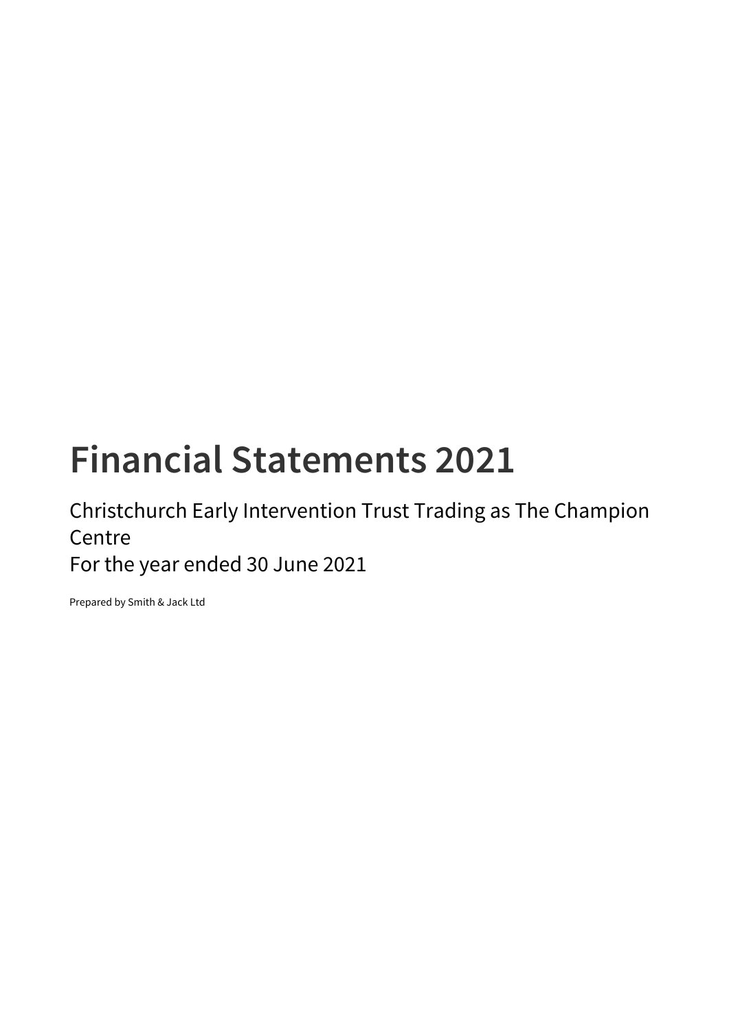# Financial Statements 2021

Christchurch Early Intervention Trust Trading as The Champion Centre
For the year ended 30 June 2021

Prepared by Smith & Jack Ltd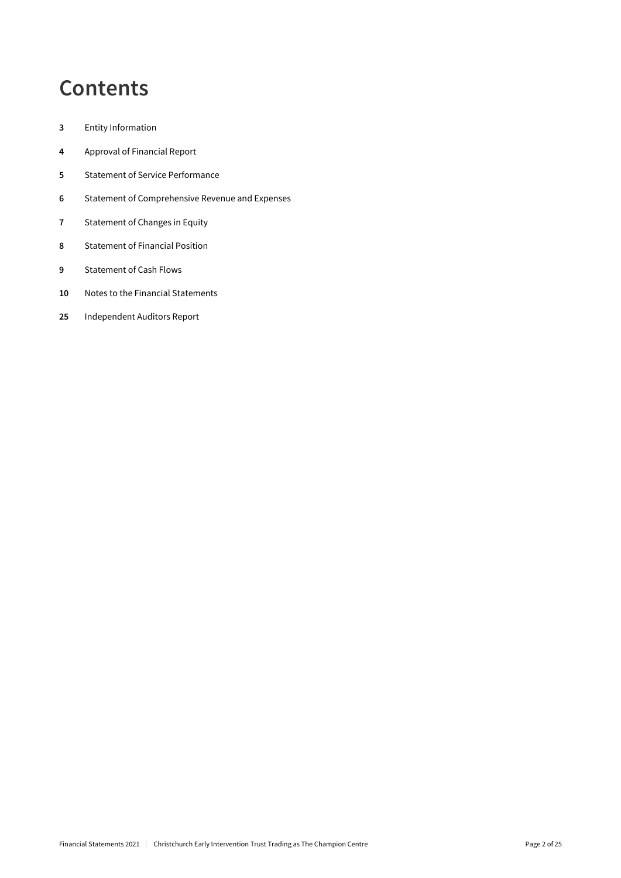# Contents

| | |
|---|---|
| **3** | Entity Information |
| **4** | Approval of Financial Report |
| **5** | Statement of Service Performance |
| **6** | Statement of Comprehensive Revenue and Expenses |
| **7** | Statement of Changes in Equity |
| **8** | Statement of Financial Position |
| **9** | Statement of Cash Flows |
| **10** | Notes to the Financial Statements |
| **25** | Independent Auditors Report |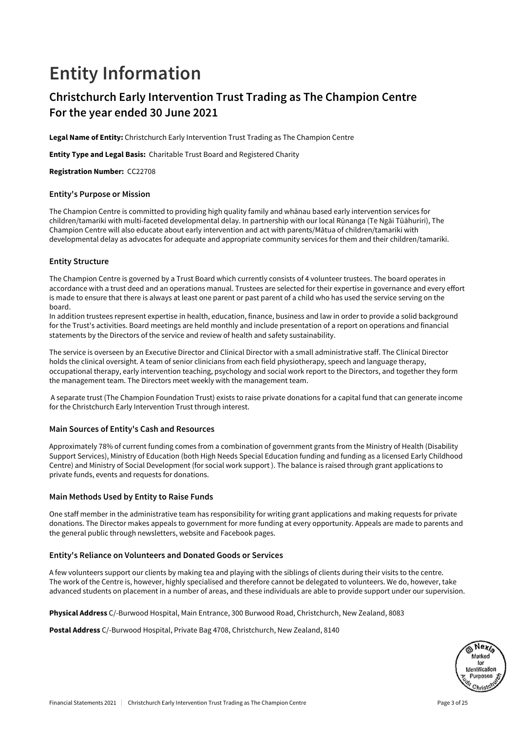# Entity Information

## Christchurch Early Intervention Trust Trading as The Champion Centre For the year ended 30 June 2021

**Legal Name of Entity:** Christchurch Early Intervention Trust Trading as The Champion Centre

**Entity Type and Legal Basis:** Charitable Trust Board and Registered Charity

**Registration Number:** CC22708

### Entity's Purpose or Mission

The Champion Centre is committed to providing high quality family and whānau based early intervention services for children/tamariki with multi-faceted developmental delay. In partnership with our local Rūnanga (Te Ngāi Tūāhuriri), The Champion Centre will also educate about early intervention and act with parents/Mātua of children/tamariki with developmental delay as advocates for adequate and appropriate community services for them and their children/tamariki.

### Entity Structure

The Champion Centre is governed by a Trust Board which currently consists of 4 volunteer trustees. The board operates in accordance with a trust deed and an operations manual. Trustees are selected for their expertise in governance and every effort is made to ensure that there is always at least one parent or past parent of a child who has used the service serving on the board.
In addition trustees represent expertise in health, education, finance, business and law in order to provide a solid background for the Trust's activities. Board meetings are held monthly and include presentation of a report on operations and financial statements by the Directors of the service and review of health and safety sustainability.

The service is overseen by an Executive Director and Clinical Director with a small administrative staff. The Clinical Director holds the clinical oversight. A team of senior clinicians from each field physiotherapy, speech and language therapy, occupational therapy, early intervention teaching, psychology and social work report to the Directors, and together they form the management team. The Directors meet weekly with the management team.

A separate trust (The Champion Foundation Trust) exists to raise private donations for a capital fund that can generate income for the Christchurch Early Intervention Trust through interest.

### Main Sources of Entity's Cash and Resources

Approximately 78% of current funding comes from a combination of government grants from the Ministry of Health (Disability Support Services), Ministry of Education (both High Needs Special Education funding and funding as a licensed Early Childhood Centre) and Ministry of Social Development (for social work support ). The balance is raised through grant applications to private funds, events and requests for donations.

### Main Methods Used by Entity to Raise Funds

One staff member in the administrative team has responsibility for writing grant applications and making requests for private donations. The Director makes appeals to government for more funding at every opportunity. Appeals are made to parents and the general public through newsletters, website and Facebook pages.

### Entity's Reliance on Volunteers and Donated Goods or Services

A few volunteers support our clients by making tea and playing with the siblings of clients during their visits to the centre.
The work of the Centre is, however, highly specialised and therefore cannot be delegated to volunteers. We do, however, take advanced students on placement in a number of areas, and these individuals are able to provide support under our supervision.

**Physical Address** C/-Burwood Hospital, Main Entrance, 300 Burwood Road, Christchurch, New Zealand, 8083

**Postal Address** C/-Burwood Hospital, Private Bag 4708, Christchurch, New Zealand, 8140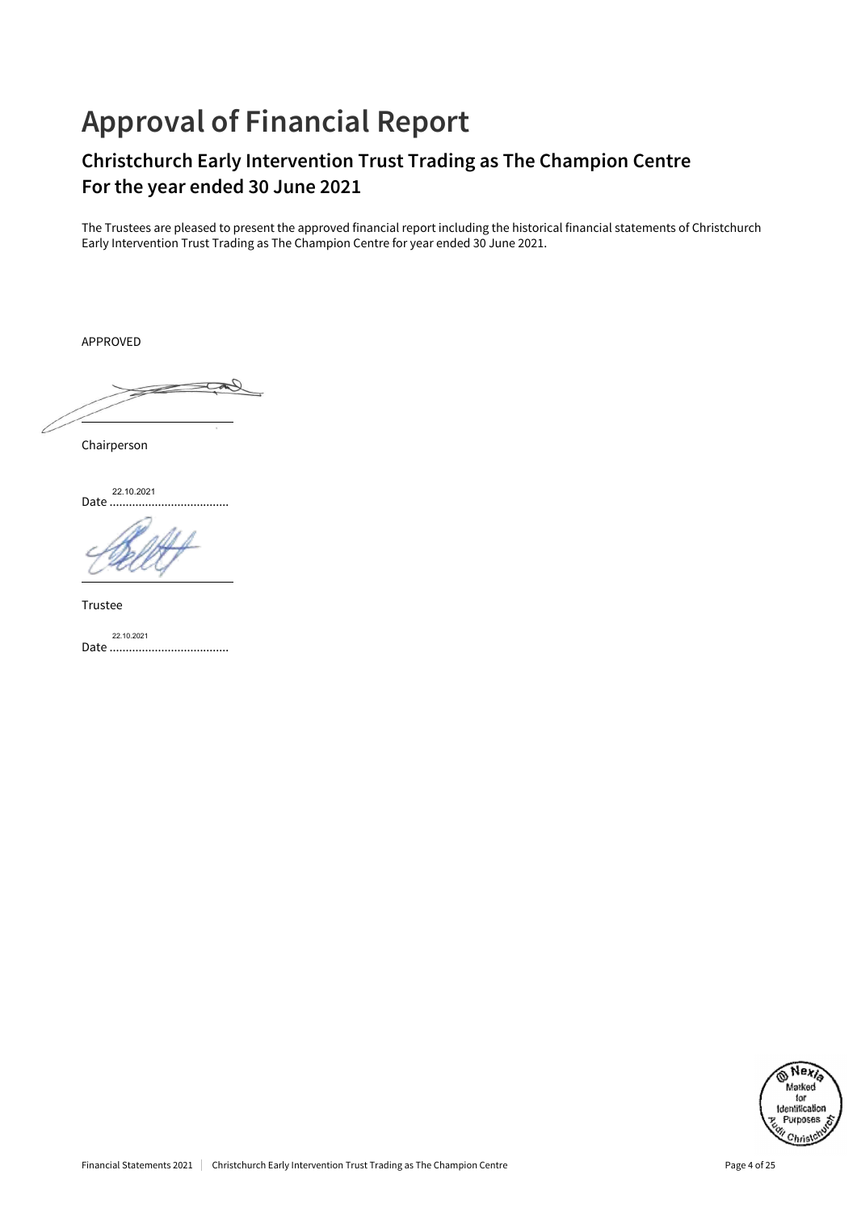# Approval of Financial Report

## Christchurch Early Intervention Trust Trading as The Champion Centre
## For the year ended 30 June 2021

The Trustees are pleased to present the approved financial report including the historical financial statements of Christchurch Early Intervention Trust Trading as The Champion Centre for year ended 30 June 2021.

APPROVED

Chairperson

Date 22.10.2021

Trustee

Date 22.10.2021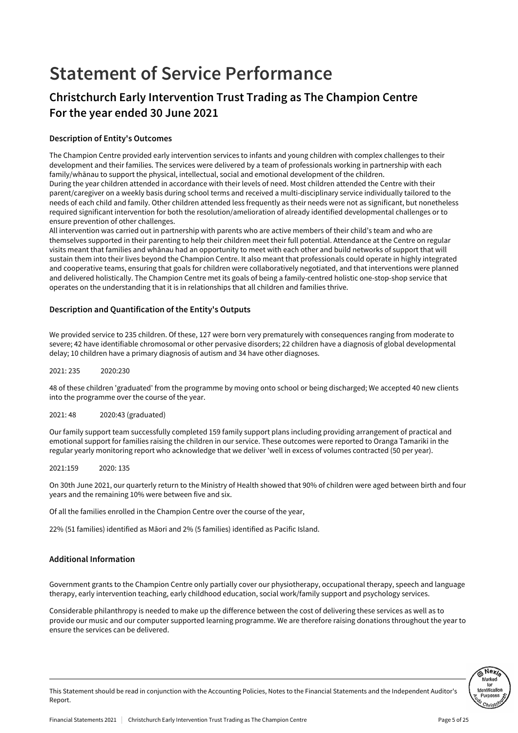# Statement of Service Performance

## Christchurch Early Intervention Trust Trading as The Champion Centre
## For the year ended 30 June 2021

### Description of Entity's Outcomes

The Champion Centre provided early intervention services to infants and young children with complex challenges to their development and their families. The services were delivered by a team of professionals working in partnership with each family/whānau to support the physical, intellectual, social and emotional development of the children.
During the year children attended in accordance with their levels of need. Most children attended the Centre with their parent/caregiver on a weekly basis during school terms and received a multi-disciplinary service individually tailored to the needs of each child and family. Other children attended less frequently as their needs were not as significant, but nonetheless required significant intervention for both the resolution/amelioration of already identified developmental challenges or to ensure prevention of other challenges.
All intervention was carried out in partnership with parents who are active members of their child's team and who are themselves supported in their parenting to help their children meet their full potential. Attendance at the Centre on regular visits meant that families and whānau had an opportunity to meet with each other and build networks of support that will sustain them into their lives beyond the Champion Centre. It also meant that professionals could operate in highly integrated and cooperative teams, ensuring that goals for children were collaboratively negotiated, and that interventions were planned and delivered holistically. The Champion Centre met its goals of being a family-centred holistic one-stop-shop service that operates on the understanding that it is in relationships that all children and families thrive.

### Description and Quantification of the Entity's Outputs

We provided service to 235 children. Of these, 127 were born very prematurely with consequences ranging from moderate to severe; 42 have identifiable chromosomal or other pervasive disorders; 22 children have a diagnosis of global developmental delay; 10 children have a primary diagnosis of autism and 34 have other diagnoses.

2021: 235 2020:230

48 of these children 'graduated' from the programme by moving onto school or being discharged; We accepted 40 new clients into the programme over the course of the year.

2021: 48 2020:43 (graduated)

Our family support team successfully completed 159 family support plans including providing arrangement of practical and emotional support for families raising the children in our service. These outcomes were reported to Oranga Tamariki in the regular yearly monitoring report who acknowledge that we deliver 'well in excess of volumes contracted (50 per year).

2021:159 2020: 135

On 30th June 2021, our quarterly return to the Ministry of Health showed that 90% of children were aged between birth and four years and the remaining 10% were between five and six.

Of all the families enrolled in the Champion Centre over the course of the year,

22% (51 families) identified as Māori and 2% (5 families) identified as Pacific Island.

### Additional Information

Government grants to the Champion Centre only partially cover our physiotherapy, occupational therapy, speech and language therapy, early intervention teaching, early childhood education, social work/family support and psychology services.

Considerable philanthropy is needed to make up the difference between the cost of delivering these services as well as to provide our music and our computer supported learning programme. We are therefore raising donations throughout the year to ensure the services can be delivered.

This Statement should be read in conjunction with the Accounting Policies, Notes to the Financial Statements and the Independent Auditor's Report.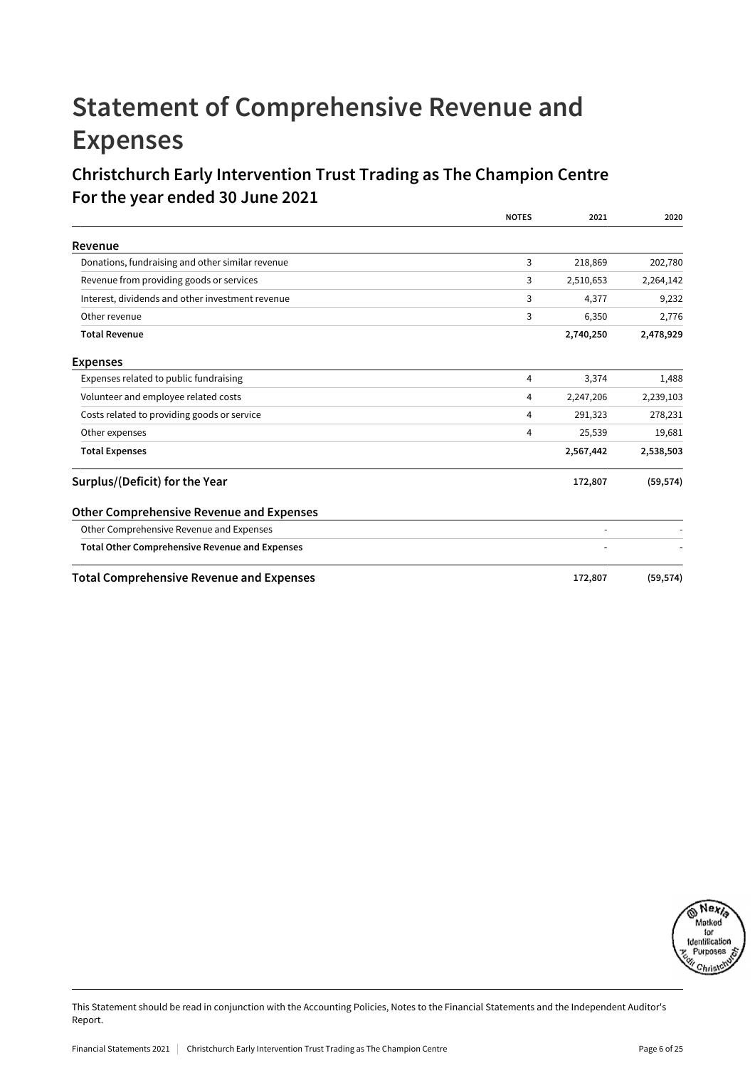# Statement of Comprehensive Revenue and Expenses

## Christchurch Early Intervention Trust Trading as The Champion Centre
## For the year ended 30 June 2021

| | NOTES | 2021 | 2020 |
|---|---|---|---|
| **Revenue** | | | |
| Donations, fundraising and other similar revenue | 3 | 218,869 | 202,780 |
| Revenue from providing goods or services | 3 | 2,510,653 | 2,264,142 |
| Interest, dividends and other investment revenue | 3 | 4,377 | 9,232 |
| Other revenue | 3 | 6,350 | 2,776 |
| **Total Revenue** | | **2,740,250** | **2,478,929** |
| **Expenses** | | | |
| Expenses related to public fundraising | 4 | 3,374 | 1,488 |
| Volunteer and employee related costs | 4 | 2,247,206 | 2,239,103 |
| Costs related to providing goods or service | 4 | 291,323 | 278,231 |
| Other expenses | 4 | 25,539 | 19,681 |
| **Total Expenses** | | **2,567,442** | **2,538,503** |
| **Surplus/(Deficit) for the Year** | | **172,807** | **(59,574)** |
| **Other Comprehensive Revenue and Expenses** | | | |
| Other Comprehensive Revenue and Expenses | | - | - |
| **Total Other Comprehensive Revenue and Expenses** | | **-** | **-** |
| **Total Comprehensive Revenue and Expenses** | | **172,807** | **(59,574)** |

This Statement should be read in conjunction with the Accounting Policies, Notes to the Financial Statements and the Independent Auditor's Report.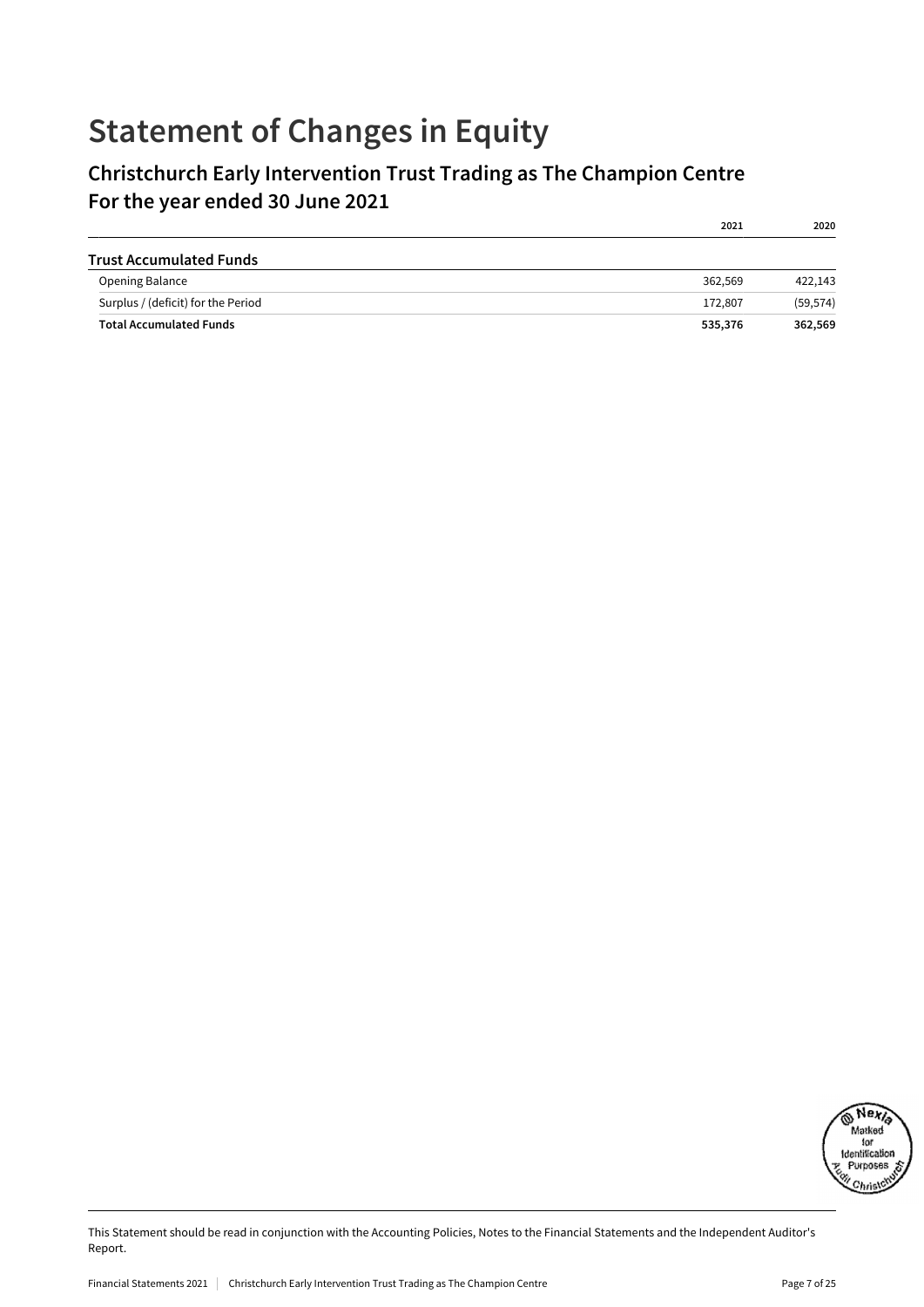# Statement of Changes in Equity

## Christchurch Early Intervention Trust Trading as The Champion Centre
## For the year ended 30 June 2021

| | 2021 | 2020 |
|---|---|---|
| **Trust Accumulated Funds** | | |
| Opening Balance | 362,569 | 422,143 |
| Surplus / (deficit) for the Period | 172,807 | (59,574) |
| **Total Accumulated Funds** | **535,376** | **362,569** |

This Statement should be read in conjunction with the Accounting Policies, Notes to the Financial Statements and the Independent Auditor's Report.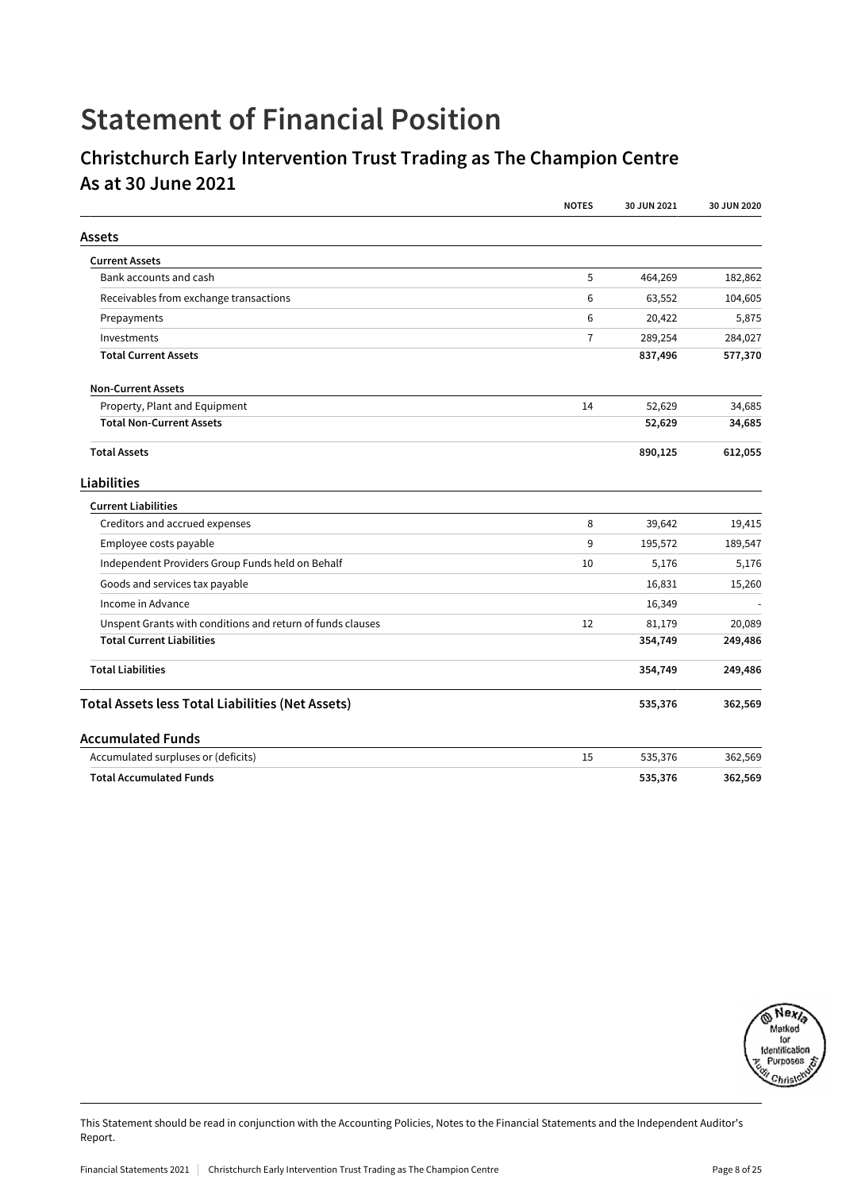# Statement of Financial Position

## Christchurch Early Intervention Trust Trading as The Champion Centre
## As at 30 June 2021

| | NOTES | 30 JUN 2021 | 30 JUN 2020 |
|---|---|---|---|
| **Assets** | | | |
| **Current Assets** | | | |
| Bank accounts and cash | 5 | 464,269 | 182,862 |
| Receivables from exchange transactions | 6 | 63,552 | 104,605 |
| Prepayments | 6 | 20,422 | 5,875 |
| Investments | 7 | 289,254 | 284,027 |
| **Total Current Assets** | | **837,496** | **577,370** |
| **Non-Current Assets** | | | |
| Property, Plant and Equipment | 14 | 52,629 | 34,685 |
| **Total Non-Current Assets** | | **52,629** | **34,685** |
| **Total Assets** | | **890,125** | **612,055** |
| **Liabilities** | | | |
| **Current Liabilities** | | | |
| Creditors and accrued expenses | 8 | 39,642 | 19,415 |
| Employee costs payable | 9 | 195,572 | 189,547 |
| Independent Providers Group Funds held on Behalf | 10 | 5,176 | 5,176 |
| Goods and services tax payable | | 16,831 | 15,260 |
| Income in Advance | | 16,349 | - |
| Unspent Grants with conditions and return of funds clauses | 12 | 81,179 | 20,089 |
| **Total Current Liabilities** | | **354,749** | **249,486** |
| **Total Liabilities** | | **354,749** | **249,486** |
| **Total Assets less Total Liabilities (Net Assets)** | | **535,376** | **362,569** |
| **Accumulated Funds** | | | |
| Accumulated surpluses or (deficits) | 15 | 535,376 | 362,569 |
| **Total Accumulated Funds** | | **535,376** | **362,569** |

Nexia Marked for Identification Purposes Audit Christchurch

This Statement should be read in conjunction with the Accounting Policies, Notes to the Financial Statements and the Independent Auditor's Report.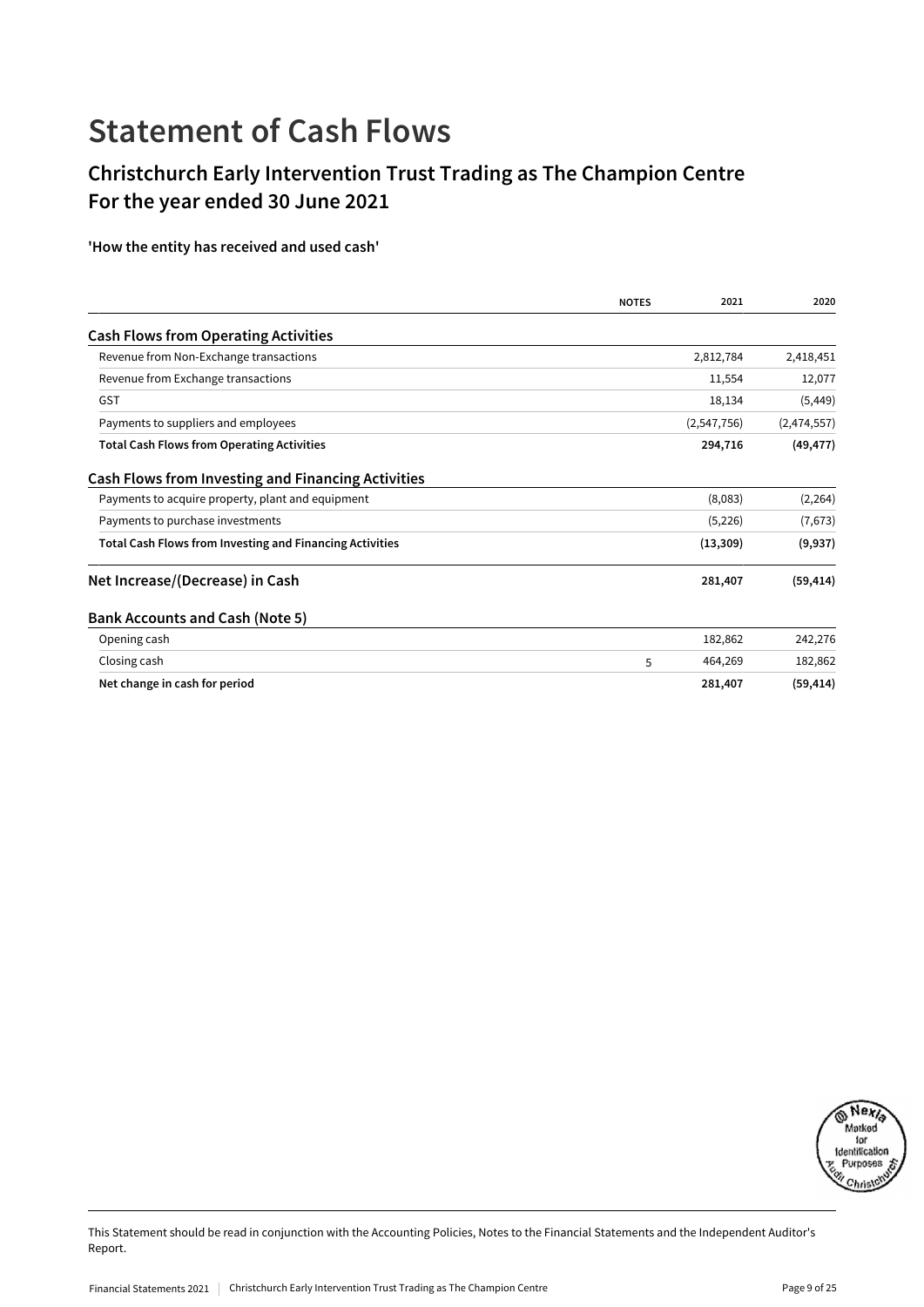# Statement of Cash Flows

## Christchurch Early Intervention Trust Trading as The Champion Centre
## For the year ended 30 June 2021

**'How the entity has received and used cash'**

| | NOTES | 2021 | 2020 |
|---|---|---|---|
| **Cash Flows from Operating Activities** | | | |
| Revenue from Non-Exchange transactions | | 2,812,784 | 2,418,451 |
| Revenue from Exchange transactions | | 11,554 | 12,077 |
| GST | | 18,134 | (5,449) |
| Payments to suppliers and employees | | (2,547,756) | (2,474,557) |
| **Total Cash Flows from Operating Activities** | | **294,716** | **(49,477)** |
| **Cash Flows from Investing and Financing Activities** | | | |
| Payments to acquire property, plant and equipment | | (8,083) | (2,264) |
| Payments to purchase investments | | (5,226) | (7,673) |
| **Total Cash Flows from Investing and Financing Activities** | | **(13,309)** | **(9,937)** |
| **Net Increase/(Decrease) in Cash** | | **281,407** | **(59,414)** |
| **Bank Accounts and Cash (Note 5)** | | | |
| Opening cash | | 182,862 | 242,276 |
| Closing cash | 5 | 464,269 | 182,862 |
| **Net change in cash for period** | | **281,407** | **(59,414)** |

This Statement should be read in conjunction with the Accounting Policies, Notes to the Financial Statements and the Independent Auditor's Report.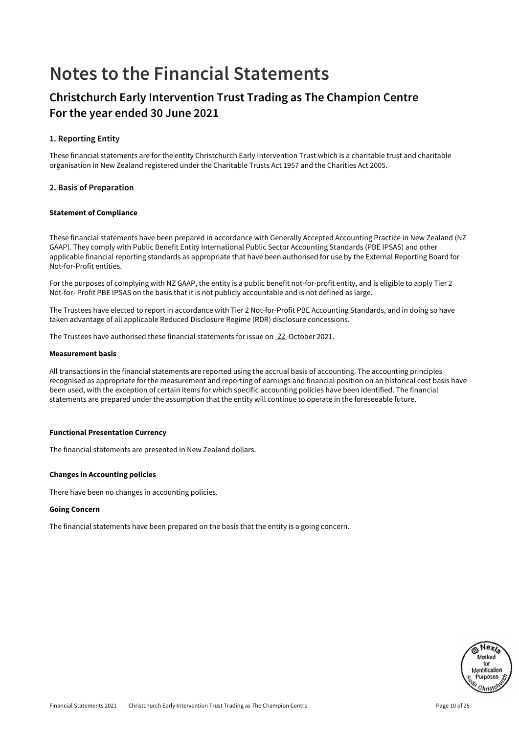# Notes to the Financial Statements

## Christchurch Early Intervention Trust Trading as The Champion Centre
## For the year ended 30 June 2021

### 1. Reporting Entity

These financial statements are for the entity Christchurch Early Intervention Trust which is a charitable trust and charitable organisation in New Zealand registered under the Charitable Trusts Act 1957 and the Charities Act 2005.

### 2. Basis of Preparation

**Statement of Compliance**

These financial statements have been prepared in accordance with Generally Accepted Accounting Practice in New Zealand (NZ GAAP). They comply with Public Benefit Entity International Public Sector Accounting Standards (PBE IPSAS) and other applicable financial reporting standards as appropriate that have been authorised for use by the External Reporting Board for Not-for-Profit entities.

For the purposes of complying with NZ GAAP, the entity is a public benefit not-for-profit entity, and is eligible to apply Tier 2 Not-for- Profit PBE IPSAS on the basis that it is not publicly accountable and is not defined as large.

The Trustees have elected to report in accordance with Tier 2 Not-for-Profit PBE Accounting Standards, and in doing so have taken advantage of all applicable Reduced Disclosure Regime (RDR) disclosure concessions.

The Trustees have authorised these financial statements for issue on 22 October 2021.

**Measurement basis**

All transactions in the financial statements are reported using the accrual basis of accounting. The accounting principles recognised as appropriate for the measurement and reporting of earnings and financial position on an historical cost basis have been used, with the exception of certain items for which specific accounting policies have been identified. The financial statements are prepared under the assumption that the entity will continue to operate in the foreseeable future.

**Functional Presentation Currency**

The financial statements are presented in New Zealand dollars.

**Changes in Accounting policies**

There have been no changes in accounting policies.

**Going Concern**

The financial statements have been prepared on the basis that the entity is a going concern.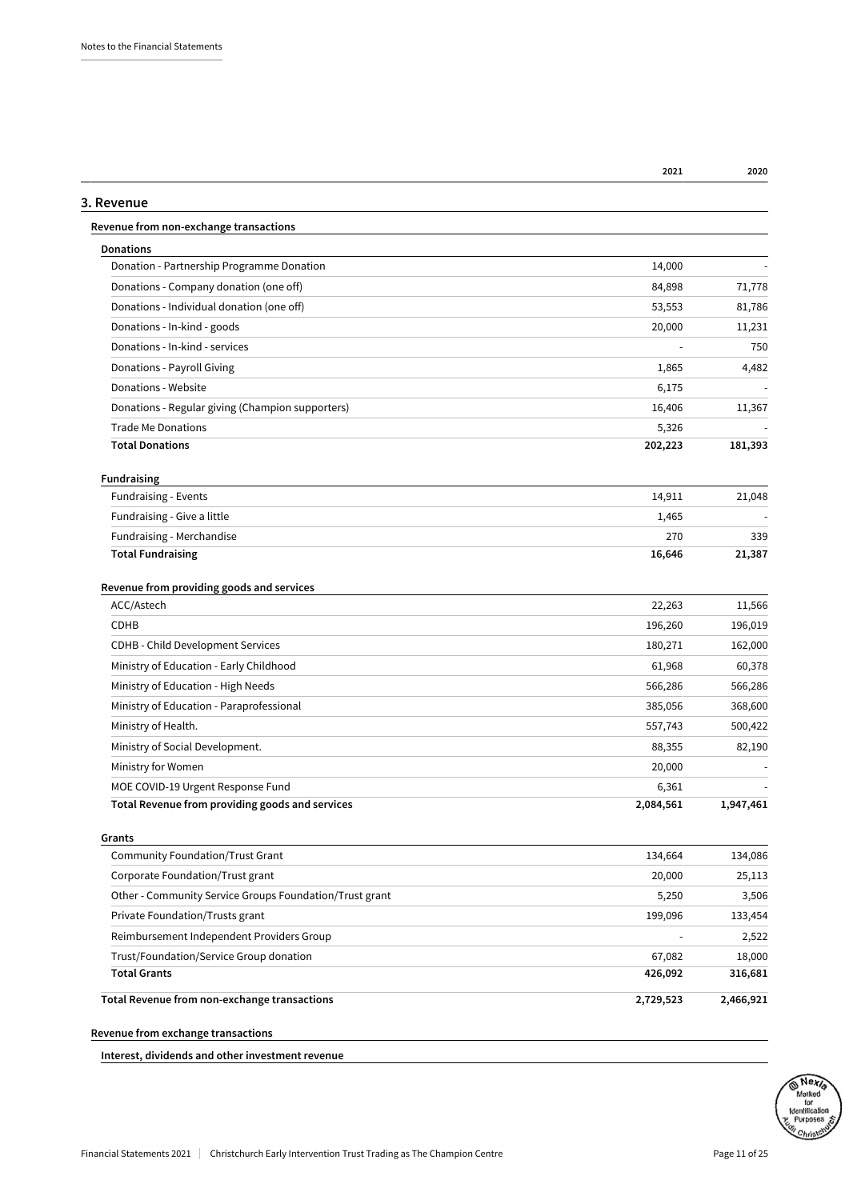## 3. Revenue

| | 2021 | 2020 |
|---|---|---|
| **Revenue from non-exchange transactions** | | |
| **Donations** | | |
| Donation - Partnership Programme Donation | 14,000 | - |
| Donations - Company donation (one off) | 84,898 | 71,778 |
| Donations - Individual donation (one off) | 53,553 | 81,786 |
| Donations - In-kind - goods | 20,000 | 11,231 |
| Donations - In-kind - services | - | 750 |
| Donations - Payroll Giving | 1,865 | 4,482 |
| Donations - Website | 6,175 | - |
| Donations - Regular giving (Champion supporters) | 16,406 | 11,367 |
| Trade Me Donations | 5,326 | - |
| **Total Donations** | **202,223** | **181,393** |
| **Fundraising** | | |
| Fundraising - Events | 14,911 | 21,048 |
| Fundraising - Give a little | 1,465 | - |
| Fundraising - Merchandise | 270 | 339 |
| **Total Fundraising** | **16,646** | **21,387** |
| **Revenue from providing goods and services** | | |
| ACC/Astech | 22,263 | 11,566 |
| CDHB | 196,260 | 196,019 |
| CDHB - Child Development Services | 180,271 | 162,000 |
| Ministry of Education - Early Childhood | 61,968 | 60,378 |
| Ministry of Education - High Needs | 566,286 | 566,286 |
| Ministry of Education - Paraprofessional | 385,056 | 368,600 |
| Ministry of Health. | 557,743 | 500,422 |
| Ministry of Social Development. | 88,355 | 82,190 |
| Ministry for Women | 20,000 | - |
| MOE COVID-19 Urgent Response Fund | 6,361 | - |
| **Total Revenue from providing goods and services** | **2,084,561** | **1,947,461** |
| **Grants** | | |
| Community Foundation/Trust Grant | 134,664 | 134,086 |
| Corporate Foundation/Trust grant | 20,000 | 25,113 |
| Other - Community Service Groups Foundation/Trust grant | 5,250 | 3,506 |
| Private Foundation/Trusts grant | 199,096 | 133,454 |
| Reimbursement Independent Providers Group | - | 2,522 |
| Trust/Foundation/Service Group donation | 67,082 | 18,000 |
| **Total Grants** | **426,092** | **316,681** |
| **Total Revenue from non-exchange transactions** | **2,729,523** | **2,466,921** |

**Revenue from exchange transactions**

**Interest, dividends and other investment revenue**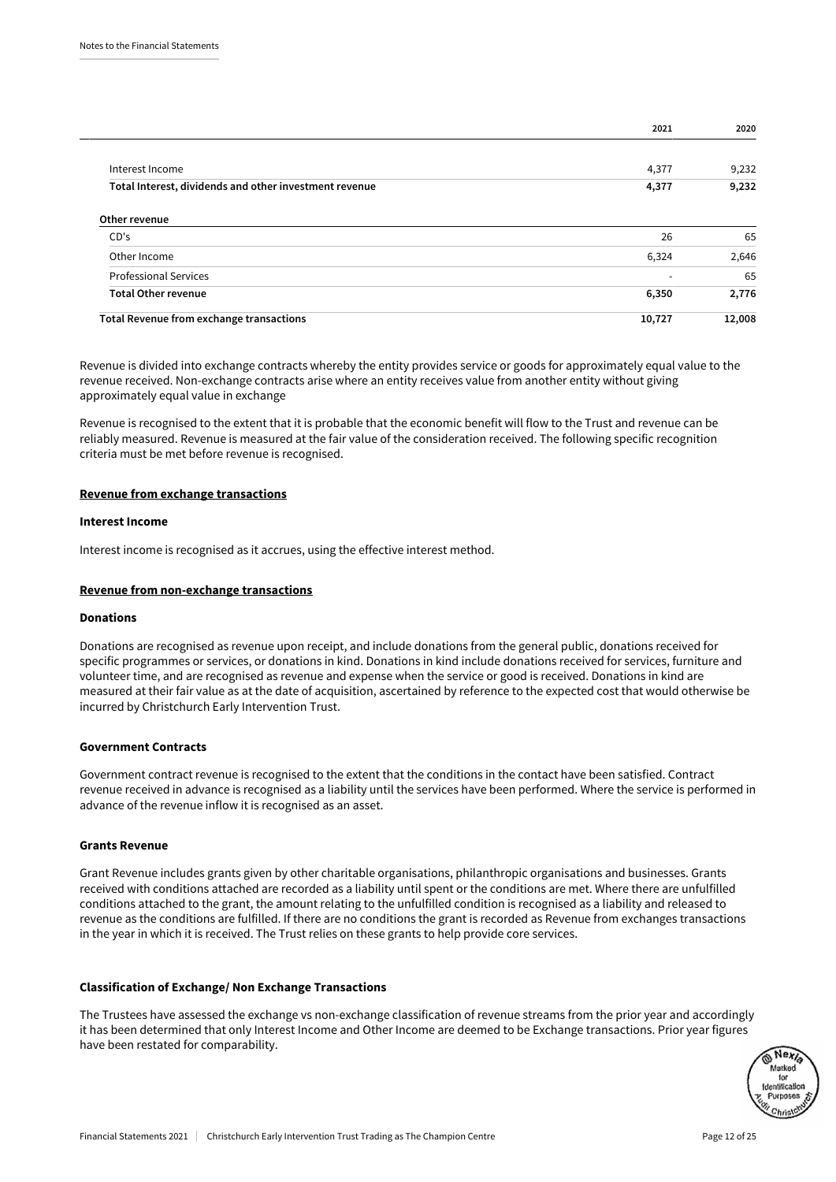| | 2021 | 2020 |
|---|---|---|
| Interest Income | 4,377 | 9,232 |
| **Total Interest, dividends and other investment revenue** | **4,377** | **9,232** |
| **Other revenue** | | |
| CD's | 26 | 65 |
| Other Income | 6,324 | 2,646 |
| Professional Services | - | 65 |
| **Total Other revenue** | **6,350** | **2,776** |
| **Total Revenue from exchange transactions** | **10,727** | **12,008** |

Revenue is divided into exchange contracts whereby the entity provides service or goods for approximately equal value to the revenue received. Non-exchange contracts arise where an entity receives value from another entity without giving approximately equal value in exchange

Revenue is recognised to the extent that it is probable that the economic benefit will flow to the Trust and revenue can be reliably measured. Revenue is measured at the fair value of the consideration received. The following specific recognition criteria must be met before revenue is recognised.

**Revenue from exchange transactions**

**Interest Income**

Interest income is recognised as it accrues, using the effective interest method.

**Revenue from non-exchange transactions**

**Donations**

Donations are recognised as revenue upon receipt, and include donations from the general public, donations received for specific programmes or services, or donations in kind. Donations in kind include donations received for services, furniture and volunteer time, and are recognised as revenue and expense when the service or good is received. Donations in kind are measured at their fair value as at the date of acquisition, ascertained by reference to the expected cost that would otherwise be incurred by Christchurch Early Intervention Trust.

**Government Contracts**

Government contract revenue is recognised to the extent that the conditions in the contact have been satisfied. Contract revenue received in advance is recognised as a liability until the services have been performed. Where the service is performed in advance of the revenue inflow it is recognised as an asset.

**Grants Revenue**

Grant Revenue includes grants given by other charitable organisations, philanthropic organisations and businesses. Grants received with conditions attached are recorded as a liability until spent or the conditions are met. Where there are unfulfilled conditions attached to the grant, the amount relating to the unfulfilled condition is recognised as a liability and released to revenue as the conditions are fulfilled. If there are no conditions the grant is recorded as Revenue from exchanges transactions in the year in which it is received. The Trust relies on these grants to help provide core services.

**Classification of Exchange/ Non Exchange Transactions**

The Trustees have assessed the exchange vs non-exchange classification of revenue streams from the prior year and accordingly it has been determined that only Interest Income and Other Income are deemed to be Exchange transactions. Prior year figures have been restated for comparability.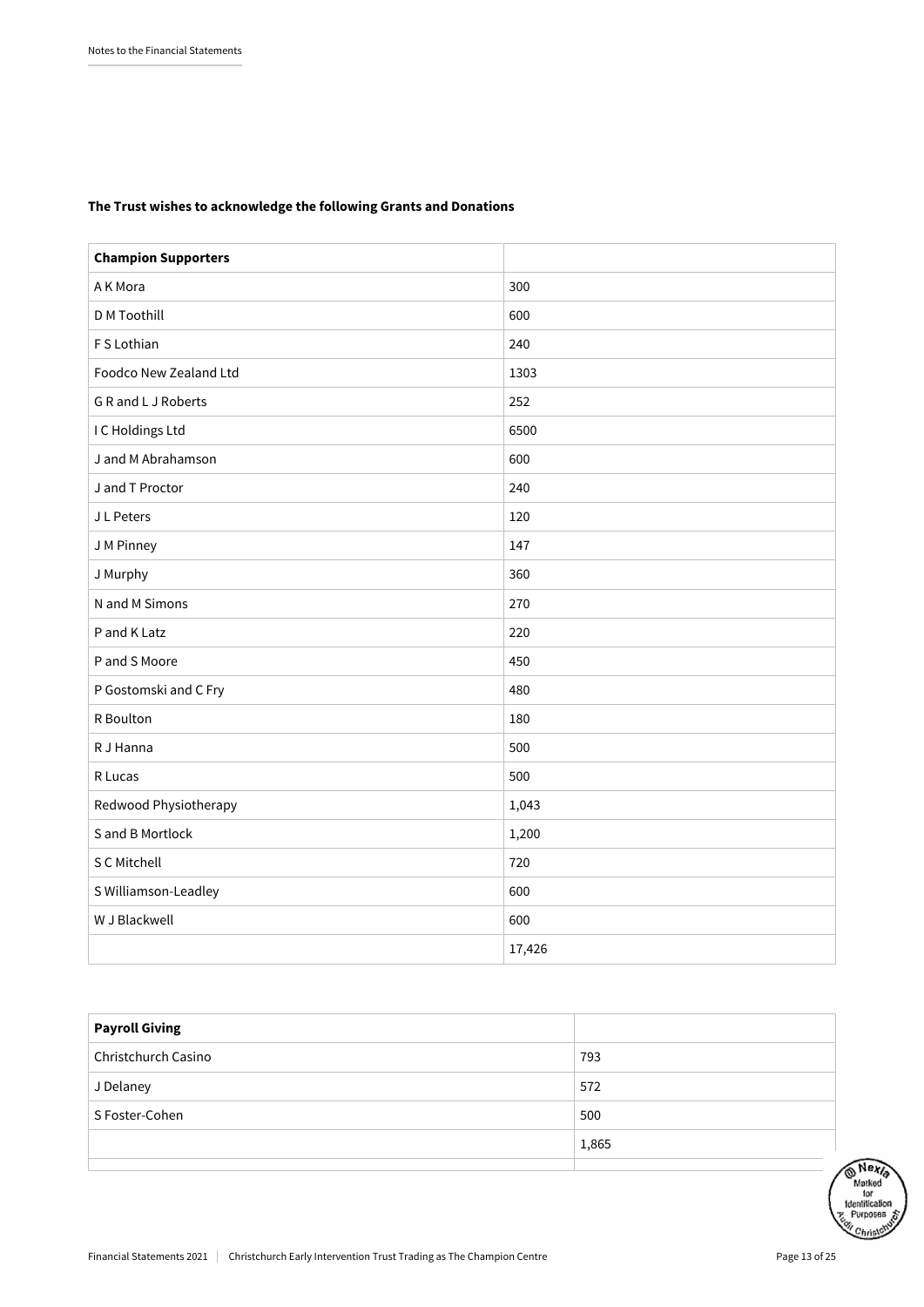**The Trust wishes to acknowledge the following Grants and Donations**

| **Champion Supporters** | |
|---|---|
| A K Mora | 300 |
| D M Toothill | 600 |
| F S Lothian | 240 |
| Foodco New Zealand Ltd | 1303 |
| G R and L J Roberts | 252 |
| I C Holdings Ltd | 6500 |
| J and M Abrahamson | 600 |
| J and T Proctor | 240 |
| J L Peters | 120 |
| J M Pinney | 147 |
| J Murphy | 360 |
| N and M Simons | 270 |
| P and K Latz | 220 |
| P and S Moore | 450 |
| P Gostomski and C Fry | 480 |
| R Boulton | 180 |
| R J Hanna | 500 |
| R Lucas | 500 |
| Redwood Physiotherapy | 1,043 |
| S and B Mortlock | 1,200 |
| S C Mitchell | 720 |
| S Williamson-Leadley | 600 |
| W J Blackwell | 600 |
| | 17,426 |

| **Payroll Giving** | |
|---|---|
| Christchurch Casino | 793 |
| J Delaney | 572 |
| S Foster-Cohen | 500 |
| | 1,865 |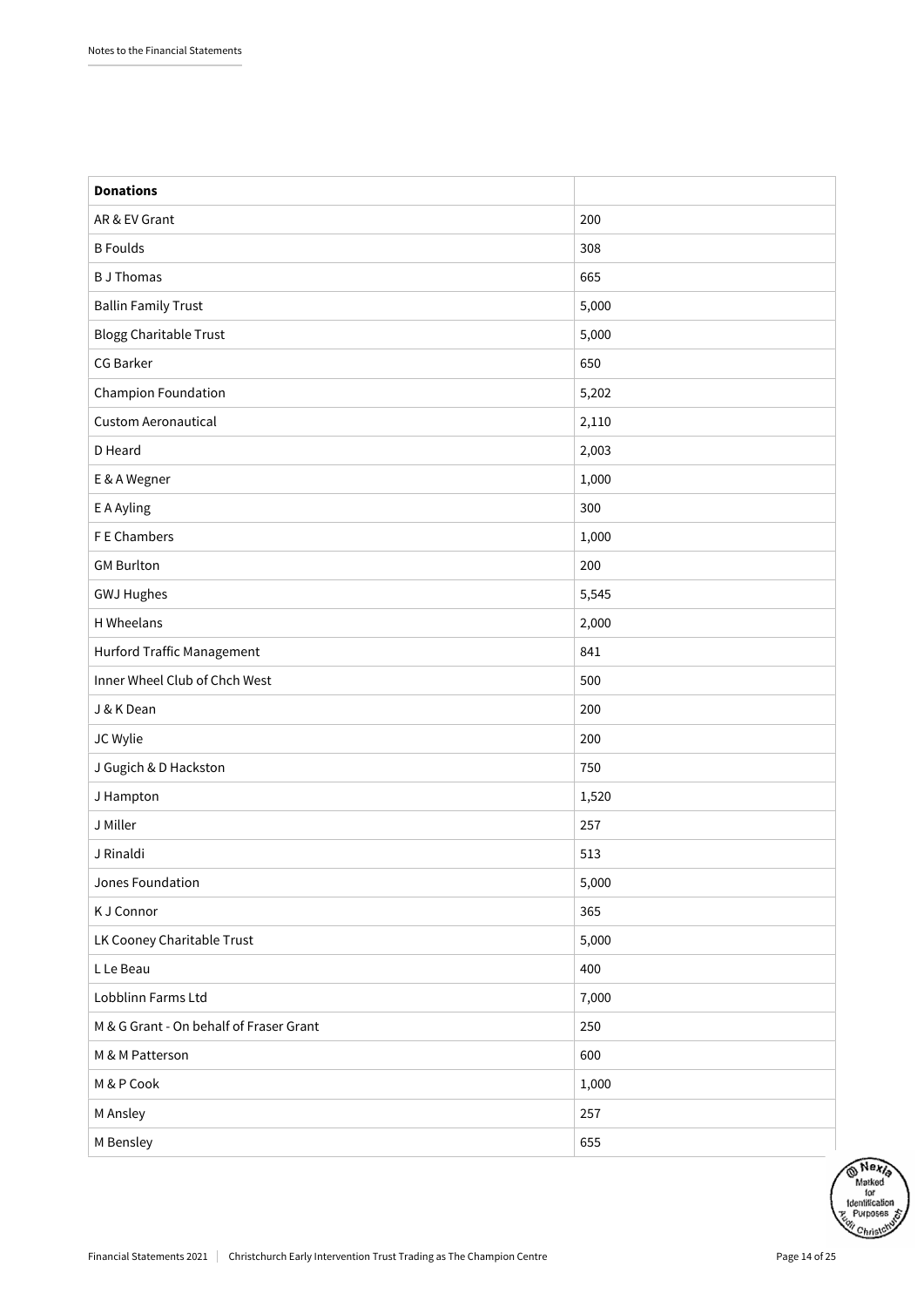| **Donations** | |
|---|---|
| AR & EV Grant | 200 |
| B Foulds | 308 |
| B J Thomas | 665 |
| Ballin Family Trust | 5,000 |
| Blogg Charitable Trust | 5,000 |
| CG Barker | 650 |
| Champion Foundation | 5,202 |
| Custom Aeronautical | 2,110 |
| D Heard | 2,003 |
| E & A Wegner | 1,000 |
| E A Ayling | 300 |
| F E Chambers | 1,000 |
| GM Burlton | 200 |
| GWJ Hughes | 5,545 |
| H Wheelans | 2,000 |
| Hurford Traffic Management | 841 |
| Inner Wheel Club of Chch West | 500 |
| J & K Dean | 200 |
| JC Wylie | 200 |
| J Gugich & D Hackston | 750 |
| J Hampton | 1,520 |
| J Miller | 257 |
| J Rinaldi | 513 |
| Jones Foundation | 5,000 |
| K J Connor | 365 |
| LK Cooney Charitable Trust | 5,000 |
| L Le Beau | 400 |
| Lobblinn Farms Ltd | 7,000 |
| M & G Grant - On behalf of Fraser Grant | 250 |
| M & M Patterson | 600 |
| M & P Cook | 1,000 |
| M Ansley | 257 |
| M Bensley | 655 |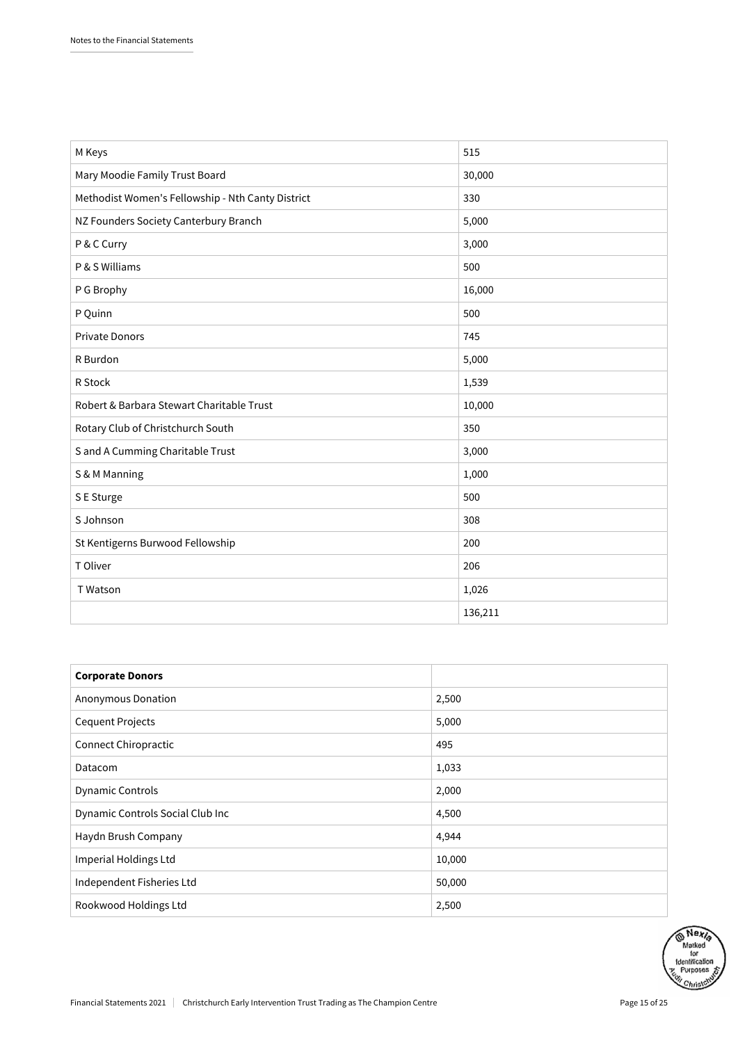| M Keys | 515 |
| --- | --- |
| Mary Moodie Family Trust Board | 30,000 |
| Methodist Women's Fellowship - Nth Canty District | 330 |
| NZ Founders Society Canterbury Branch | 5,000 |
| P & C Curry | 3,000 |
| P & S Williams | 500 |
| P G Brophy | 16,000 |
| P Quinn | 500 |
| Private Donors | 745 |
| R Burdon | 5,000 |
| R Stock | 1,539 |
| Robert & Barbara Stewart Charitable Trust | 10,000 |
| Rotary Club of Christchurch South | 350 |
| S and A Cumming Charitable Trust | 3,000 |
| S & M Manning | 1,000 |
| S E Sturge | 500 |
| S Johnson | 308 |
| St Kentigerns Burwood Fellowship | 200 |
| T Oliver | 206 |
| T Watson | 1,026 |
| | 136,211 |

| **Corporate Donors** | |
| --- | --- |
| Anonymous Donation | 2,500 |
| Cequent Projects | 5,000 |
| Connect Chiropractic | 495 |
| Datacom | 1,033 |
| Dynamic Controls | 2,000 |
| Dynamic Controls Social Club Inc | 4,500 |
| Haydn Brush Company | 4,944 |
| Imperial Holdings Ltd | 10,000 |
| Independent Fisheries Ltd | 50,000 |
| Rookwood Holdings Ltd | 2,500 |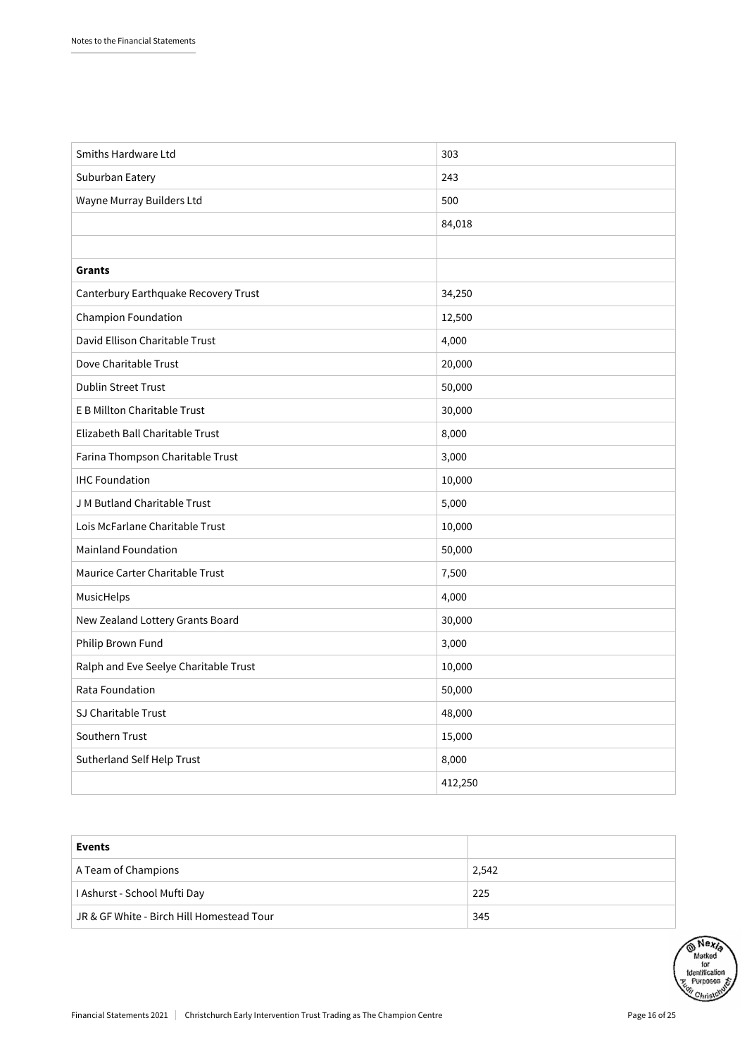| | |
|---|---|
| Smiths Hardware Ltd | 303 |
| Suburban Eatery | 243 |
| Wayne Murray Builders Ltd | 500 |
| | 84,018 |
| | |
| **Grants** | |
| Canterbury Earthquake Recovery Trust | 34,250 |
| Champion Foundation | 12,500 |
| David Ellison Charitable Trust | 4,000 |
| Dove Charitable Trust | 20,000 |
| Dublin Street Trust | 50,000 |
| E B Millton Charitable Trust | 30,000 |
| Elizabeth Ball Charitable Trust | 8,000 |
| Farina Thompson Charitable Trust | 3,000 |
| IHC Foundation | 10,000 |
| J M Butland Charitable Trust | 5,000 |
| Lois McFarlane Charitable Trust | 10,000 |
| Mainland Foundation | 50,000 |
| Maurice Carter Charitable Trust | 7,500 |
| MusicHelps | 4,000 |
| New Zealand Lottery Grants Board | 30,000 |
| Philip Brown Fund | 3,000 |
| Ralph and Eve Seelye Charitable Trust | 10,000 |
| Rata Foundation | 50,000 |
| SJ Charitable Trust | 48,000 |
| Southern Trust | 15,000 |
| Sutherland Self Help Trust | 8,000 |
| | 412,250 |

| **Events** | |
|---|---|
| A Team of Champions | 2,542 |
| I Ashurst - School Mufti Day | 225 |
| JR & GF White - Birch Hill Homestead Tour | 345 |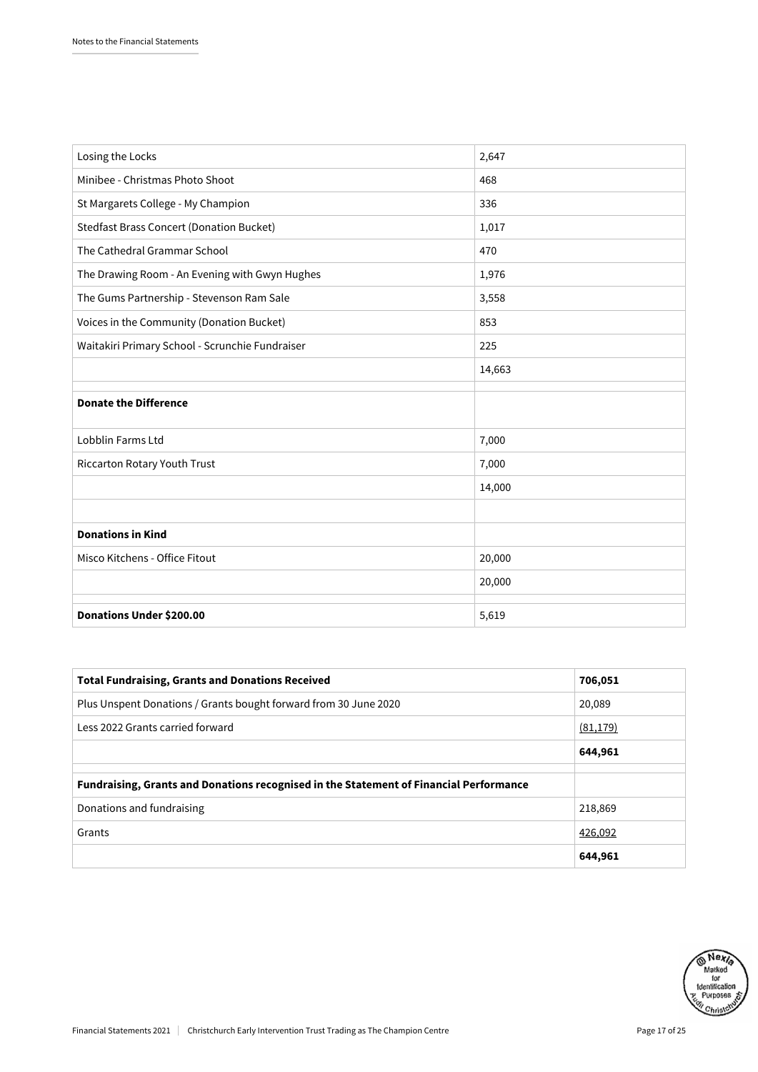| | |
|---|---|
| Losing the Locks | 2,647 |
| Minibee - Christmas Photo Shoot | 468 |
| St Margarets College - My Champion | 336 |
| Stedfast Brass Concert (Donation Bucket) | 1,017 |
| The Cathedral Grammar School | 470 |
| The Drawing Room - An Evening with Gwyn Hughes | 1,976 |
| The Gums Partnership - Stevenson Ram Sale | 3,558 |
| Voices in the Community (Donation Bucket) | 853 |
| Waitakiri Primary School - Scrunchie Fundraiser | 225 |
| | 14,663 |
| | |
| **Donate the Difference** | |
| Lobblin Farms Ltd | 7,000 |
| Riccarton Rotary Youth Trust | 7,000 |
| | 14,000 |
| | |
| **Donations in Kind** | |
| Misco Kitchens - Office Fitout | 20,000 |
| | 20,000 |
| | |
| **Donations Under $200.00** | 5,619 |

| | |
|---|---|
| **Total Fundraising, Grants and Donations Received** | **706,051** |
| Plus Unspent Donations / Grants bought forward from 30 June 2020 | 20,089 |
| Less 2022 Grants carried forward | (81,179) |
| | **644,961** |
| | |
| **Fundraising, Grants and Donations recognised in the Statement of Financial Performance** | |
| Donations and fundraising | 218,869 |
| Grants | 426,092 |
| | **644,961** |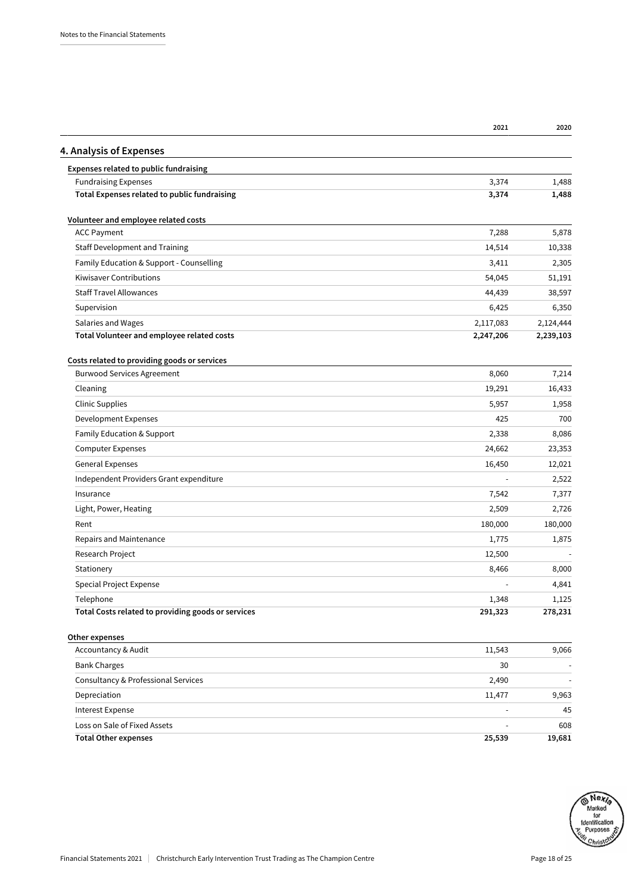## 4. Analysis of Expenses

| | 2021 | 2020 |
|---|---|---|
| **Expenses related to public fundraising** | | |
| Fundraising Expenses | 3,374 | 1,488 |
| **Total Expenses related to public fundraising** | **3,374** | **1,488** |
| | | |
| **Volunteer and employee related costs** | | |
| ACC Payment | 7,288 | 5,878 |
| Staff Development and Training | 14,514 | 10,338 |
| Family Education & Support - Counselling | 3,411 | 2,305 |
| Kiwisaver Contributions | 54,045 | 51,191 |
| Staff Travel Allowances | 44,439 | 38,597 |
| Supervision | 6,425 | 6,350 |
| Salaries and Wages | 2,117,083 | 2,124,444 |
| **Total Volunteer and employee related costs** | **2,247,206** | **2,239,103** |
| | | |
| **Costs related to providing goods or services** | | |
| Burwood Services Agreement | 8,060 | 7,214 |
| Cleaning | 19,291 | 16,433 |
| Clinic Supplies | 5,957 | 1,958 |
| Development Expenses | 425 | 700 |
| Family Education & Support | 2,338 | 8,086 |
| Computer Expenses | 24,662 | 23,353 |
| General Expenses | 16,450 | 12,021 |
| Independent Providers Grant expenditure | - | 2,522 |
| Insurance | 7,542 | 7,377 |
| Light, Power, Heating | 2,509 | 2,726 |
| Rent | 180,000 | 180,000 |
| Repairs and Maintenance | 1,775 | 1,875 |
| Research Project | 12,500 | - |
| Stationery | 8,466 | 8,000 |
| Special Project Expense | - | 4,841 |
| Telephone | 1,348 | 1,125 |
| **Total Costs related to providing goods or services** | **291,323** | **278,231** |
| | | |
| **Other expenses** | | |
| Accountancy & Audit | 11,543 | 9,066 |
| Bank Charges | 30 | - |
| Consultancy & Professional Services | 2,490 | - |
| Depreciation | 11,477 | 9,963 |
| Interest Expense | - | 45 |
| Loss on Sale of Fixed Assets | - | 608 |
| **Total Other expenses** | **25,539** | **19,681** |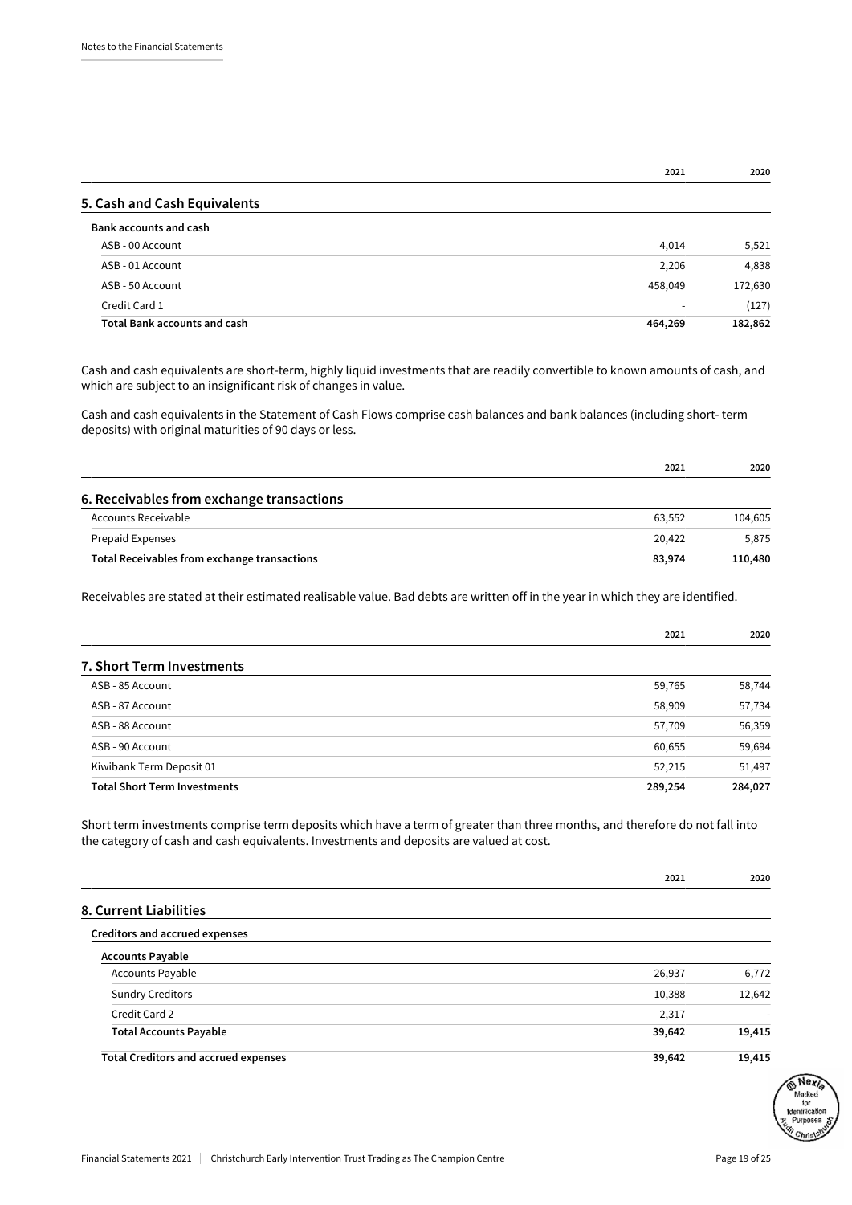| | 2021 | 2020 |
|---|---|---|
| **5. Cash and Cash Equivalents** | | |
| **Bank accounts and cash** | | |
| ASB - 00 Account | 4,014 | 5,521 |
| ASB - 01 Account | 2,206 | 4,838 |
| ASB - 50 Account | 458,049 | 172,630 |
| Credit Card 1 | - | (127) |
| **Total Bank accounts and cash** | **464,269** | **182,862** |

Cash and cash equivalents are short-term, highly liquid investments that are readily convertible to known amounts of cash, and which are subject to an insignificant risk of changes in value.

Cash and cash equivalents in the Statement of Cash Flows comprise cash balances and bank balances (including short- term deposits) with original maturities of 90 days or less.

| | 2021 | 2020 |
|---|---|---|
| **6. Receivables from exchange transactions** | | |
| Accounts Receivable | 63,552 | 104,605 |
| Prepaid Expenses | 20,422 | 5,875 |
| **Total Receivables from exchange transactions** | **83,974** | **110,480** |

Receivables are stated at their estimated realisable value. Bad debts are written off in the year in which they are identified.

| | 2021 | 2020 |
|---|---|---|
| **7. Short Term Investments** | | |
| ASB - 85 Account | 59,765 | 58,744 |
| ASB - 87 Account | 58,909 | 57,734 |
| ASB - 88 Account | 57,709 | 56,359 |
| ASB - 90 Account | 60,655 | 59,694 |
| Kiwibank Term Deposit 01 | 52,215 | 51,497 |
| **Total Short Term Investments** | **289,254** | **284,027** |

Short term investments comprise term deposits which have a term of greater than three months, and therefore do not fall into the category of cash and cash equivalents. Investments and deposits are valued at cost.

| | 2021 | 2020 |
|---|---|---|
| **8. Current Liabilities** | | |
| **Creditors and accrued expenses** | | |
| **Accounts Payable** | | |
| Accounts Payable | 26,937 | 6,772 |
| Sundry Creditors | 10,388 | 12,642 |
| Credit Card 2 | 2,317 | - |
| **Total Accounts Payable** | **39,642** | **19,415** |
| **Total Creditors and accrued expenses** | **39,642** | **19,415** |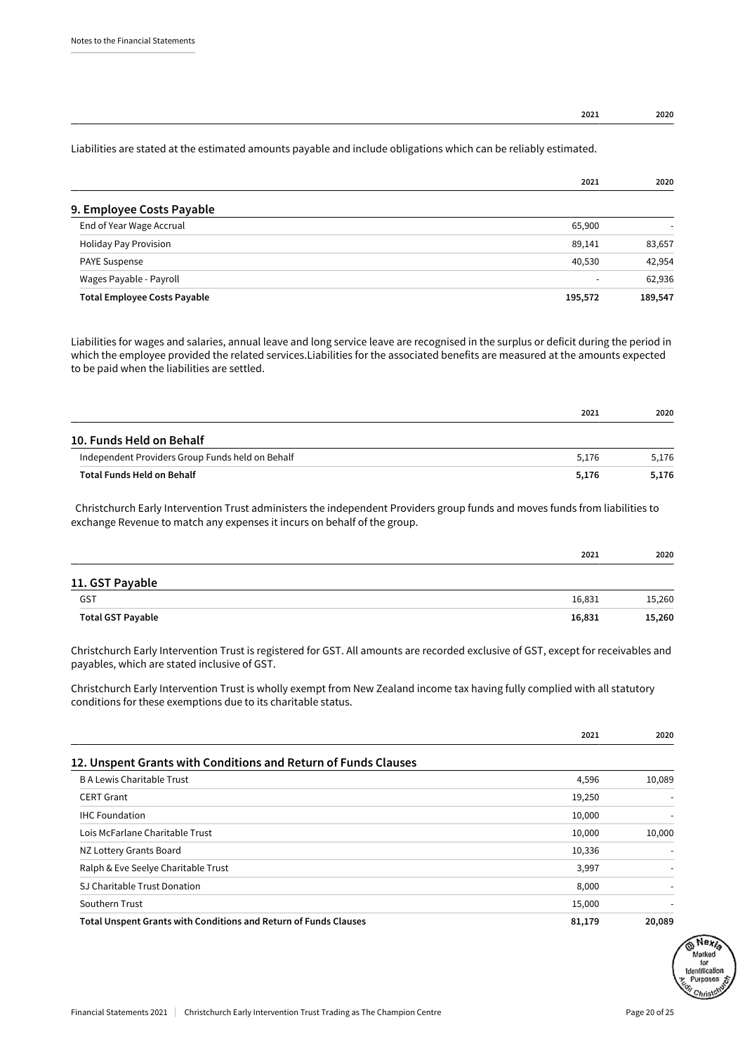| | 2021 | 2020 |
|---|---|---|

Liabilities are stated at the estimated amounts payable and include obligations which can be reliably estimated.

## 9. Employee Costs Payable

| | 2021 | 2020 |
|---|---|---|
| End of Year Wage Accrual | 65,900 | - |
| Holiday Pay Provision | 89,141 | 83,657 |
| PAYE Suspense | 40,530 | 42,954 |
| Wages Payable - Payroll | - | 62,936 |
| **Total Employee Costs Payable** | **195,572** | **189,547** |

Liabilities for wages and salaries, annual leave and long service leave are recognised in the surplus or deficit during the period in which the employee provided the related services.Liabilities for the associated benefits are measured at the amounts expected to be paid when the liabilities are settled.

## 10. Funds Held on Behalf

| | 2021 | 2020 |
|---|---|---|
| Independent Providers Group Funds held on Behalf | 5,176 | 5,176 |
| **Total Funds Held on Behalf** | **5,176** | **5,176** |

Christchurch Early Intervention Trust administers the independent Providers group funds and moves funds from liabilities to exchange Revenue to match any expenses it incurs on behalf of the group.

## 11. GST Payable

| | 2021 | 2020 |
|---|---|---|
| GST | 16,831 | 15,260 |
| **Total GST Payable** | **16,831** | **15,260** |

Christchurch Early Intervention Trust is registered for GST. All amounts are recorded exclusive of GST, except for receivables and payables, which are stated inclusive of GST.

Christchurch Early Intervention Trust is wholly exempt from New Zealand income tax having fully complied with all statutory conditions for these exemptions due to its charitable status.

## 12. Unspent Grants with Conditions and Return of Funds Clauses

| | 2021 | 2020 |
|---|---|---|
| B A Lewis Charitable Trust | 4,596 | 10,089 |
| CERT Grant | 19,250 | - |
| IHC Foundation | 10,000 | - |
| Lois McFarlane Charitable Trust | 10,000 | 10,000 |
| NZ Lottery Grants Board | 10,336 | - |
| Ralph & Eve Seelye Charitable Trust | 3,997 | - |
| SJ Charitable Trust Donation | 8,000 | - |
| Southern Trust | 15,000 | - |
| **Total Unspent Grants with Conditions and Return of Funds Clauses** | **81,179** | **20,089** |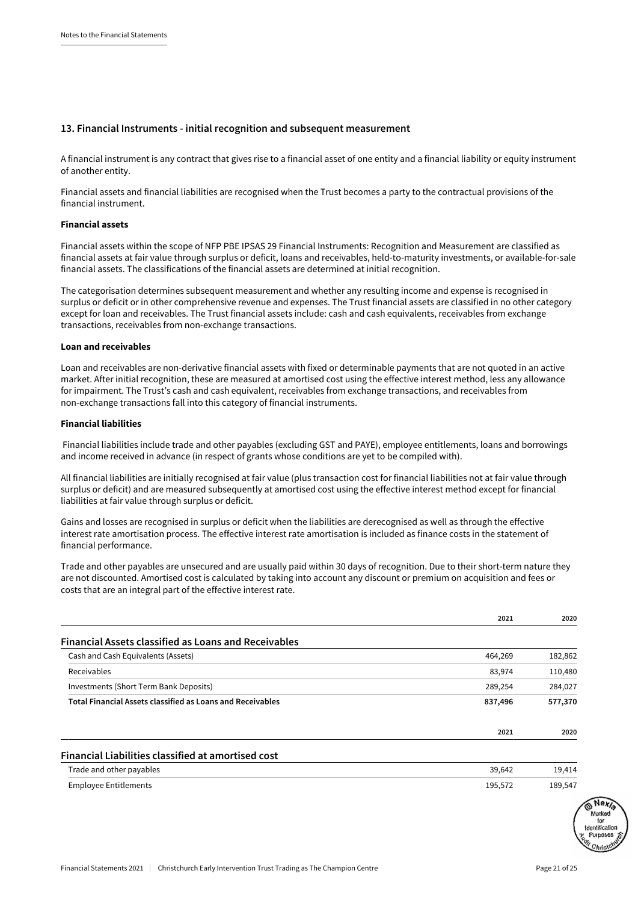## 13. Financial Instruments - initial recognition and subsequent measurement

A financial instrument is any contract that gives rise to a financial asset of one entity and a financial liability or equity instrument of another entity.

Financial assets and financial liabilities are recognised when the Trust becomes a party to the contractual provisions of the financial instrument.

**Financial assets**

Financial assets within the scope of NFP PBE IPSAS 29 Financial Instruments: Recognition and Measurement are classified as financial assets at fair value through surplus or deficit, loans and receivables, held-to-maturity investments, or available-for-sale financial assets. The classifications of the financial assets are determined at initial recognition.

The categorisation determines subsequent measurement and whether any resulting income and expense is recognised in surplus or deficit or in other comprehensive revenue and expenses. The Trust financial assets are classified in no other category except for loan and receivables. The Trust financial assets include: cash and cash equivalents, receivables from exchange transactions, receivables from non-exchange transactions.

**Loan and receivables**

Loan and receivables are non-derivative financial assets with fixed or determinable payments that are not quoted in an active market. After initial recognition, these are measured at amortised cost using the effective interest method, less any allowance for impairment. The Trust's cash and cash equivalent, receivables from exchange transactions, and receivables from non-exchange transactions fall into this category of financial instruments.

**Financial liabilities**

Financial liabilities include trade and other payables (excluding GST and PAYE), employee entitlements, loans and borrowings and income received in advance (in respect of grants whose conditions are yet to be compiled with).

All financial liabilities are initially recognised at fair value (plus transaction cost for financial liabilities not at fair value through surplus or deficit) and are measured subsequently at amortised cost using the effective interest method except for financial liabilities at fair value through surplus or deficit.

Gains and losses are recognised in surplus or deficit when the liabilities are derecognised as well as through the effective interest rate amortisation process. The effective interest rate amortisation is included as finance costs in the statement of financial performance.

Trade and other payables are unsecured and are usually paid within 30 days of recognition. Due to their short-term nature they are not discounted. Amortised cost is calculated by taking into account any discount or premium on acquisition and fees or costs that are an integral part of the effective interest rate.

| | 2021 | 2020 |
|---|---|---|
| **Financial Assets classified as Loans and Receivables** | | |
| Cash and Cash Equivalents (Assets) | 464,269 | 182,862 |
| Receivables | 83,974 | 110,480 |
| Investments (Short Term Bank Deposits) | 289,254 | 284,027 |
| **Total Financial Assets classified as Loans and Receivables** | **837,496** | **577,370** |

| | 2021 | 2020 |
|---|---|---|
| **Financial Liabilities classified at amortised cost** | | |
| Trade and other payables | 39,642 | 19,414 |
| Employee Entitlements | 195,572 | 189,547 |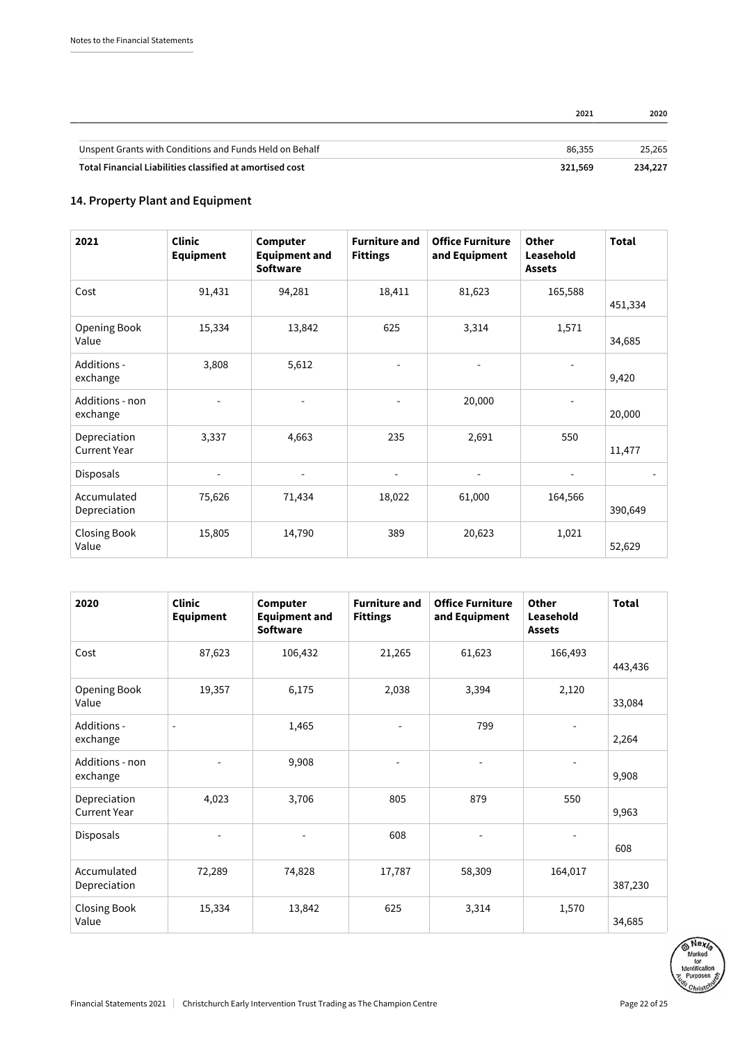| | 2021 | 2020 |
|---|---|---|
| Unspent Grants with Conditions and Funds Held on Behalf | 86,355 | 25,265 |
| **Total Financial Liabilities classified at amortised cost** | **321,569** | **234,227** |

## 14. Property Plant and Equipment

| 2021 | Clinic Equipment | Computer Equipment and Software | Furniture and Fittings | Office Furniture and Equipment | Other Leasehold Assets | Total |
|---|---|---|---|---|---|---|
| Cost | 91,431 | 94,281 | 18,411 | 81,623 | 165,588 | 451,334 |
| Opening Book Value | 15,334 | 13,842 | 625 | 3,314 | 1,571 | 34,685 |
| Additions - exchange | 3,808 | 5,612 | - | - | - | 9,420 |
| Additions - non exchange | - | - | - | 20,000 | - | 20,000 |
| Depreciation Current Year | 3,337 | 4,663 | 235 | 2,691 | 550 | 11,477 |
| Disposals | - | - | - | - | - | - |
| Accumulated Depreciation | 75,626 | 71,434 | 18,022 | 61,000 | 164,566 | 390,649 |
| Closing Book Value | 15,805 | 14,790 | 389 | 20,623 | 1,021 | 52,629 |

| 2020 | Clinic Equipment | Computer Equipment and Software | Furniture and Fittings | Office Furniture and Equipment | Other Leasehold Assets | Total |
|---|---|---|---|---|---|---|
| Cost | 87,623 | 106,432 | 21,265 | 61,623 | 166,493 | 443,436 |
| Opening Book Value | 19,357 | 6,175 | 2,038 | 3,394 | 2,120 | 33,084 |
| Additions - exchange | - | 1,465 | - | 799 | - | 2,264 |
| Additions - non exchange | - | 9,908 | - | - | - | 9,908 |
| Depreciation Current Year | 4,023 | 3,706 | 805 | 879 | 550 | 9,963 |
| Disposals | - | - | 608 | - | - | 608 |
| Accumulated Depreciation | 72,289 | 74,828 | 17,787 | 58,309 | 164,017 | 387,230 |
| Closing Book Value | 15,334 | 13,842 | 625 | 3,314 | 1,570 | 34,685 |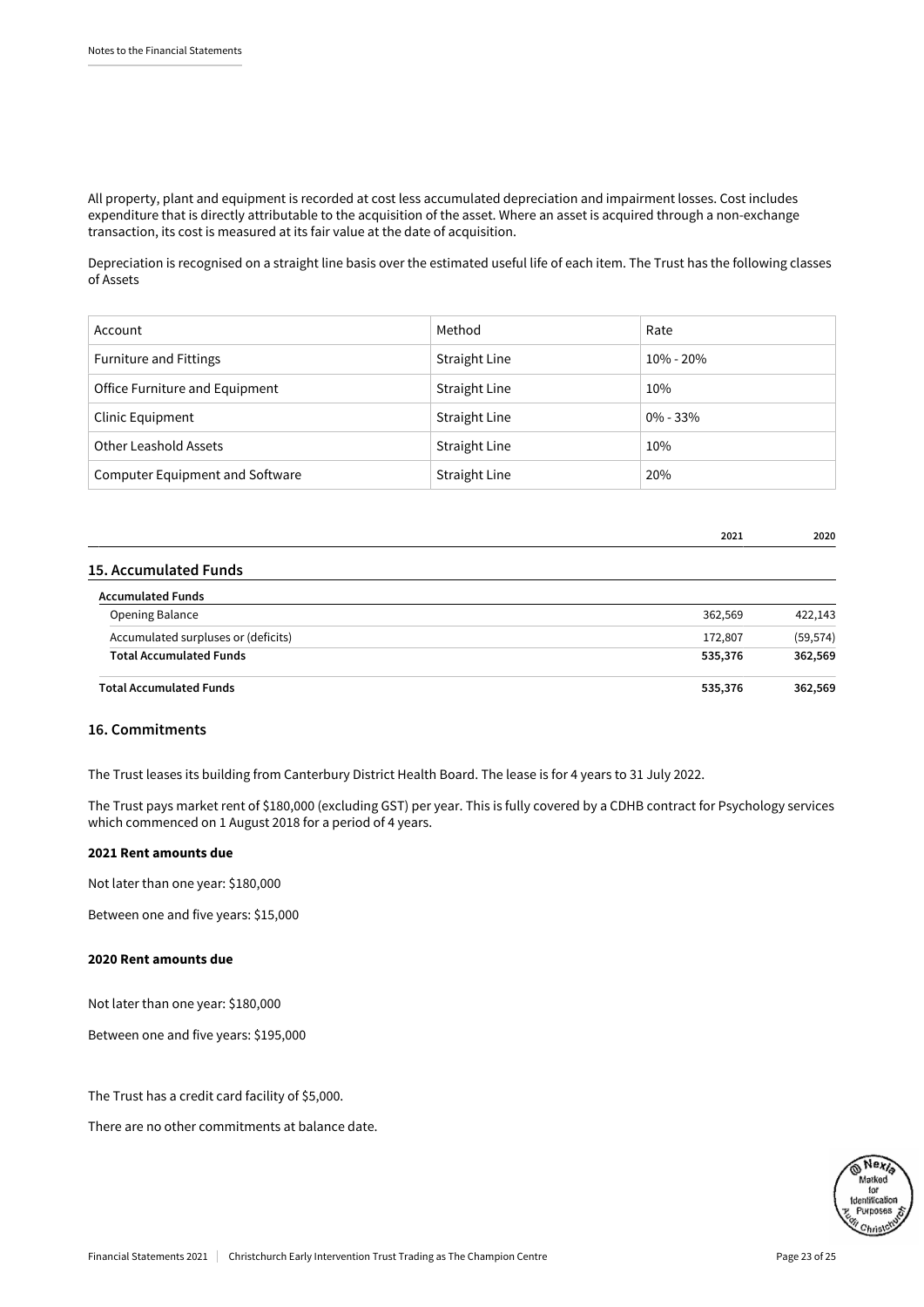All property, plant and equipment is recorded at cost less accumulated depreciation and impairment losses. Cost includes expenditure that is directly attributable to the acquisition of the asset. Where an asset is acquired through a non-exchange transaction, its cost is measured at its fair value at the date of acquisition.

Depreciation is recognised on a straight line basis over the estimated useful life of each item. The Trust has the following classes of Assets

| Account | Method | Rate |
|---|---|---|
| Furniture and Fittings | Straight Line | 10% - 20% |
| Office Furniture and Equipment | Straight Line | 10% |
| Clinic Equipment | Straight Line | 0% - 33% |
| Other Leashold Assets | Straight Line | 10% |
| Computer Equipment and Software | Straight Line | 20% |

## 15. Accumulated Funds

| | 2021 | 2020 |
|---|---|---|
| **Accumulated Funds** | | |
| Opening Balance | 362,569 | 422,143 |
| Accumulated surpluses or (deficits) | 172,807 | (59,574) |
| **Total Accumulated Funds** | **535,376** | **362,569** |
| **Total Accumulated Funds** | **535,376** | **362,569** |

## 16. Commitments

The Trust leases its building from Canterbury District Health Board. The lease is for 4 years to 31 July 2022.

The Trust pays market rent of $180,000 (excluding GST) per year. This is fully covered by a CDHB contract for Psychology services which commenced on 1 August 2018 for a period of 4 years.

**2021 Rent amounts due**

Not later than one year: $180,000

Between one and five years: $15,000

**2020 Rent amounts due**

Not later than one year: $180,000

Between one and five years: $195,000

The Trust has a credit card facility of $5,000.

There are no other commitments at balance date.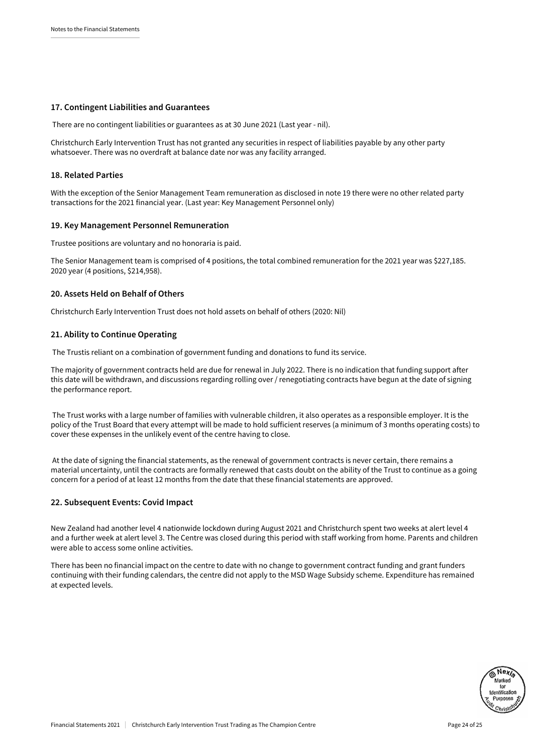### 17. Contingent Liabilities and Guarantees

There are no contingent liabilities or guarantees as at 30 June 2021 (Last year - nil).

Christchurch Early Intervention Trust has not granted any securities in respect of liabilities payable by any other party whatsoever. There was no overdraft at balance date nor was any facility arranged.

### 18. Related Parties

With the exception of the Senior Management Team remuneration as disclosed in note 19 there were no other related party transactions for the 2021 financial year. (Last year: Key Management Personnel only)

### 19. Key Management Personnel Remuneration

Trustee positions are voluntary and no honoraria is paid.

The Senior Management team is comprised of 4 positions, the total combined remuneration for the 2021 year was $227,185. 2020 year (4 positions, $214,958).

### 20. Assets Held on Behalf of Others

Christchurch Early Intervention Trust does not hold assets on behalf of others (2020: Nil)

### 21. Ability to Continue Operating

The Trustis reliant on a combination of government funding and donations to fund its service.

The majority of government contracts held are due for renewal in July 2022. There is no indication that funding support after this date will be withdrawn, and discussions regarding rolling over / renegotiating contracts have begun at the date of signing the performance report.

The Trust works with a large number of families with vulnerable children, it also operates as a responsible employer. It is the policy of the Trust Board that every attempt will be made to hold sufficient reserves (a minimum of 3 months operating costs) to cover these expenses in the unlikely event of the centre having to close.

At the date of signing the financial statements, as the renewal of government contracts is never certain, there remains a material uncertainty, until the contracts are formally renewed that casts doubt on the ability of the Trust to continue as a going concern for a period of at least 12 months from the date that these financial statements are approved.

### 22. Subsequent Events: Covid Impact

New Zealand had another level 4 nationwide lockdown during August 2021 and Christchurch spent two weeks at alert level 4 and a further week at alert level 3. The Centre was closed during this period with staff working from home. Parents and children were able to access some online activities.

There has been no financial impact on the centre to date with no change to government contract funding and grant funders continuing with their funding calendars, the centre did not apply to the MSD Wage Subsidy scheme. Expenditure has remained at expected levels.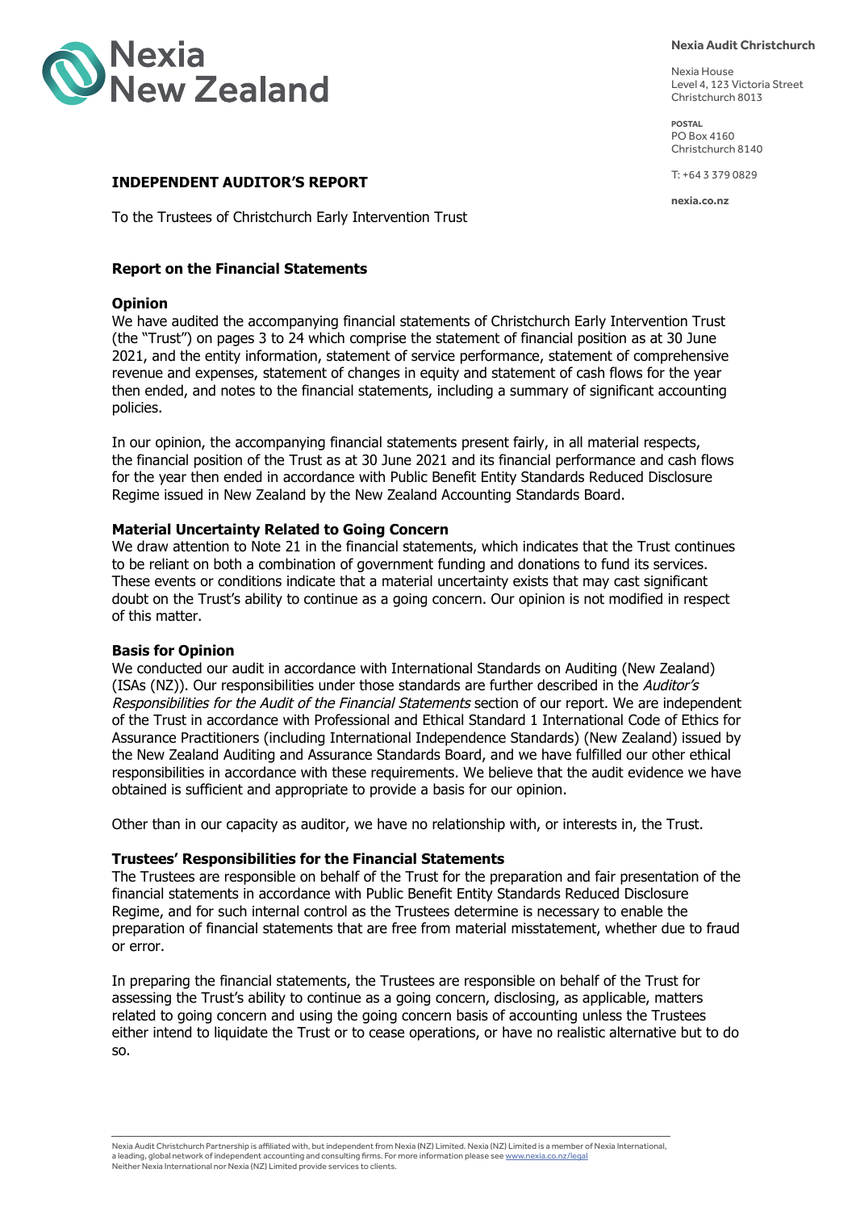Nexia New Zealand

**Nexia Audit Christchurch**

Nexia House
Level 4, 123 Victoria Street
Christchurch 8013

**POSTAL**
PO Box 4160
Christchurch 8140

T: +64 3 379 0829

**nexia.co.nz**

## INDEPENDENT AUDITOR'S REPORT

To the Trustees of Christchurch Early Intervention Trust

### Report on the Financial Statements

#### Opinion

We have audited the accompanying financial statements of Christchurch Early Intervention Trust (the "Trust") on pages 3 to 24 which comprise the statement of financial position as at 30 June 2021, and the entity information, statement of service performance, statement of comprehensive revenue and expenses, statement of changes in equity and statement of cash flows for the year then ended, and notes to the financial statements, including a summary of significant accounting policies.

In our opinion, the accompanying financial statements present fairly, in all material respects, the financial position of the Trust as at 30 June 2021 and its financial performance and cash flows for the year then ended in accordance with Public Benefit Entity Standards Reduced Disclosure Regime issued in New Zealand by the New Zealand Accounting Standards Board.

#### Material Uncertainty Related to Going Concern

We draw attention to Note 21 in the financial statements, which indicates that the Trust continues to be reliant on both a combination of government funding and donations to fund its services. These events or conditions indicate that a material uncertainty exists that may cast significant doubt on the Trust's ability to continue as a going concern. Our opinion is not modified in respect of this matter.

#### Basis for Opinion

We conducted our audit in accordance with International Standards on Auditing (New Zealand) (ISAs (NZ)). Our responsibilities under those standards are further described in the *Auditor's Responsibilities for the Audit of the Financial Statements* section of our report. We are independent of the Trust in accordance with Professional and Ethical Standard 1 International Code of Ethics for Assurance Practitioners (including International Independence Standards) (New Zealand) issued by the New Zealand Auditing and Assurance Standards Board, and we have fulfilled our other ethical responsibilities in accordance with these requirements. We believe that the audit evidence we have obtained is sufficient and appropriate to provide a basis for our opinion.

Other than in our capacity as auditor, we have no relationship with, or interests in, the Trust.

#### Trustees' Responsibilities for the Financial Statements

The Trustees are responsible on behalf of the Trust for the preparation and fair presentation of the financial statements in accordance with Public Benefit Entity Standards Reduced Disclosure Regime, and for such internal control as the Trustees determine is necessary to enable the preparation of financial statements that are free from material misstatement, whether due to fraud or error.

In preparing the financial statements, the Trustees are responsible on behalf of the Trust for assessing the Trust's ability to continue as a going concern, disclosing, as applicable, matters related to going concern and using the going concern basis of accounting unless the Trustees either intend to liquidate the Trust or to cease operations, or have no realistic alternative but to do so.

Nexia Audit Christchurch Partnership is affiliated with, but independent from Nexia (NZ) Limited. Nexia (NZ) Limited is a member of Nexia International, a leading, global network of independent accounting and consulting firms. For more information please see www.nexia.co.nz/legal
Neither Nexia International nor Nexia (NZ) Limited provide services to clients.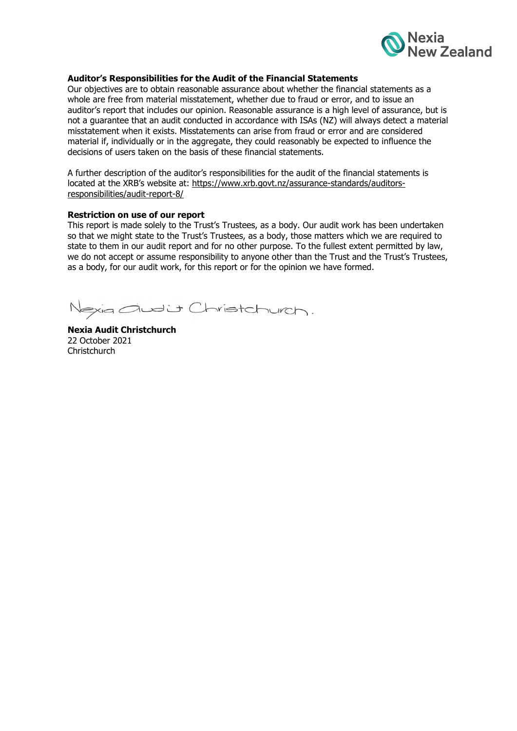**Auditor's Responsibilities for the Audit of the Financial Statements**

Our objectives are to obtain reasonable assurance about whether the financial statements as a whole are free from material misstatement, whether due to fraud or error, and to issue an auditor's report that includes our opinion. Reasonable assurance is a high level of assurance, but is not a guarantee that an audit conducted in accordance with ISAs (NZ) will always detect a material misstatement when it exists. Misstatements can arise from fraud or error and are considered material if, individually or in the aggregate, they could reasonably be expected to influence the decisions of users taken on the basis of these financial statements.

A further description of the auditor's responsibilities for the audit of the financial statements is located at the XRB's website at: https://www.xrb.govt.nz/assurance-standards/auditors-responsibilities/audit-report-8/

**Restriction on use of our report**

This report is made solely to the Trust's Trustees, as a body. Our audit work has been undertaken so that we might state to the Trust's Trustees, as a body, those matters which we are required to state to them in our audit report and for no other purpose. To the fullest extent permitted by law, we do not accept or assume responsibility to anyone other than the Trust and the Trust's Trustees, as a body, for our audit work, for this report or for the opinion we have formed.

Nexia audit Christchurch.

**Nexia Audit Christchurch**
22 October 2021
Christchurch